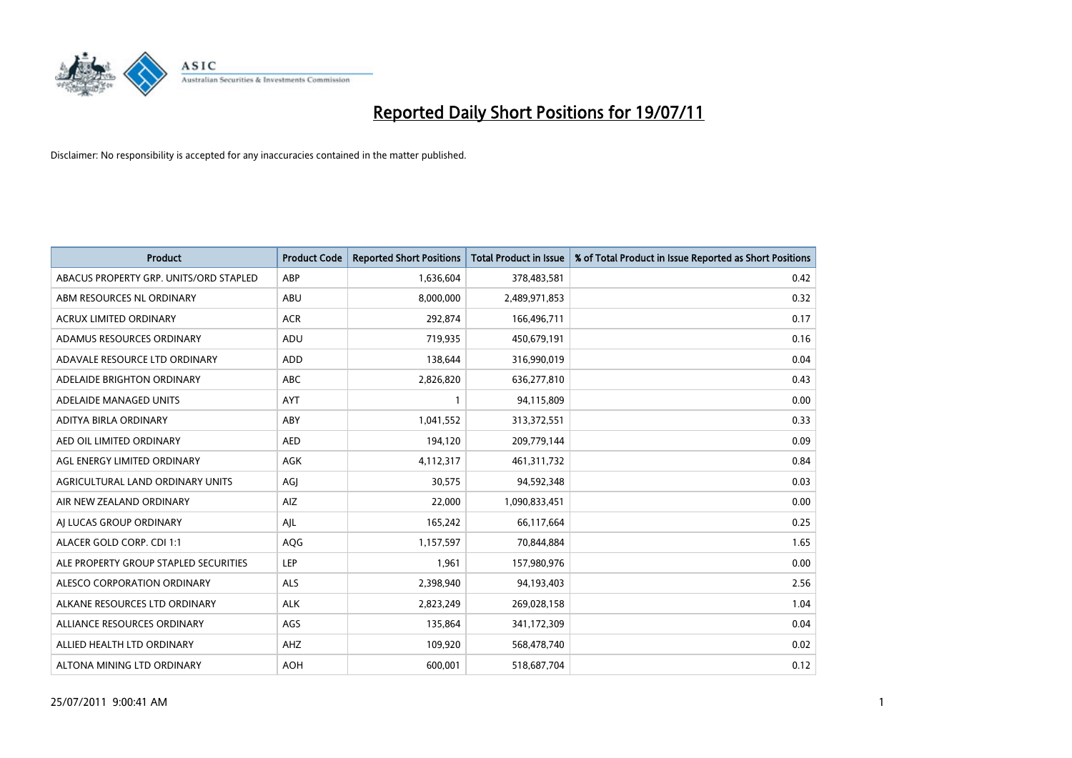# Reported Daily Short Positions for 19/07/11

Disclaimer: No responsibility is accepted for any inaccuracies contained in the matter published.

| Product | Product Code | Reported Short Positions | Total Product in Issue | % of Total Product in Issue Reported as Short Positions |
|---|---|---|---|---|
| ABACUS PROPERTY GRP. UNITS/ORD STAPLED | ABP | 1,636,604 | 378,483,581 | 0.42 |
| ABM RESOURCES NL ORDINARY | ABU | 8,000,000 | 2,489,971,853 | 0.32 |
| ACRUX LIMITED ORDINARY | ACR | 292,874 | 166,496,711 | 0.17 |
| ADAMUS RESOURCES ORDINARY | ADU | 719,935 | 450,679,191 | 0.16 |
| ADAVALE RESOURCE LTD ORDINARY | ADD | 138,644 | 316,990,019 | 0.04 |
| ADELAIDE BRIGHTON ORDINARY | ABC | 2,826,820 | 636,277,810 | 0.43 |
| ADELAIDE MANAGED UNITS | AYT | 1 | 94,115,809 | 0.00 |
| ADITYA BIRLA ORDINARY | ABY | 1,041,552 | 313,372,551 | 0.33 |
| AED OIL LIMITED ORDINARY | AED | 194,120 | 209,779,144 | 0.09 |
| AGL ENERGY LIMITED ORDINARY | AGK | 4,112,317 | 461,311,732 | 0.84 |
| AGRICULTURAL LAND ORDINARY UNITS | AGJ | 30,575 | 94,592,348 | 0.03 |
| AIR NEW ZEALAND ORDINARY | AIZ | 22,000 | 1,090,833,451 | 0.00 |
| AJ LUCAS GROUP ORDINARY | AJL | 165,242 | 66,117,664 | 0.25 |
| ALACER GOLD CORP. CDI 1:1 | AQG | 1,157,597 | 70,844,884 | 1.65 |
| ALE PROPERTY GROUP STAPLED SECURITIES | LEP | 1,961 | 157,980,976 | 0.00 |
| ALESCO CORPORATION ORDINARY | ALS | 2,398,940 | 94,193,403 | 2.56 |
| ALKANE RESOURCES LTD ORDINARY | ALK | 2,823,249 | 269,028,158 | 1.04 |
| ALLIANCE RESOURCES ORDINARY | AGS | 135,864 | 341,172,309 | 0.04 |
| ALLIED HEALTH LTD ORDINARY | AHZ | 109,920 | 568,478,740 | 0.02 |
| ALTONA MINING LTD ORDINARY | AOH | 600,001 | 518,687,704 | 0.12 |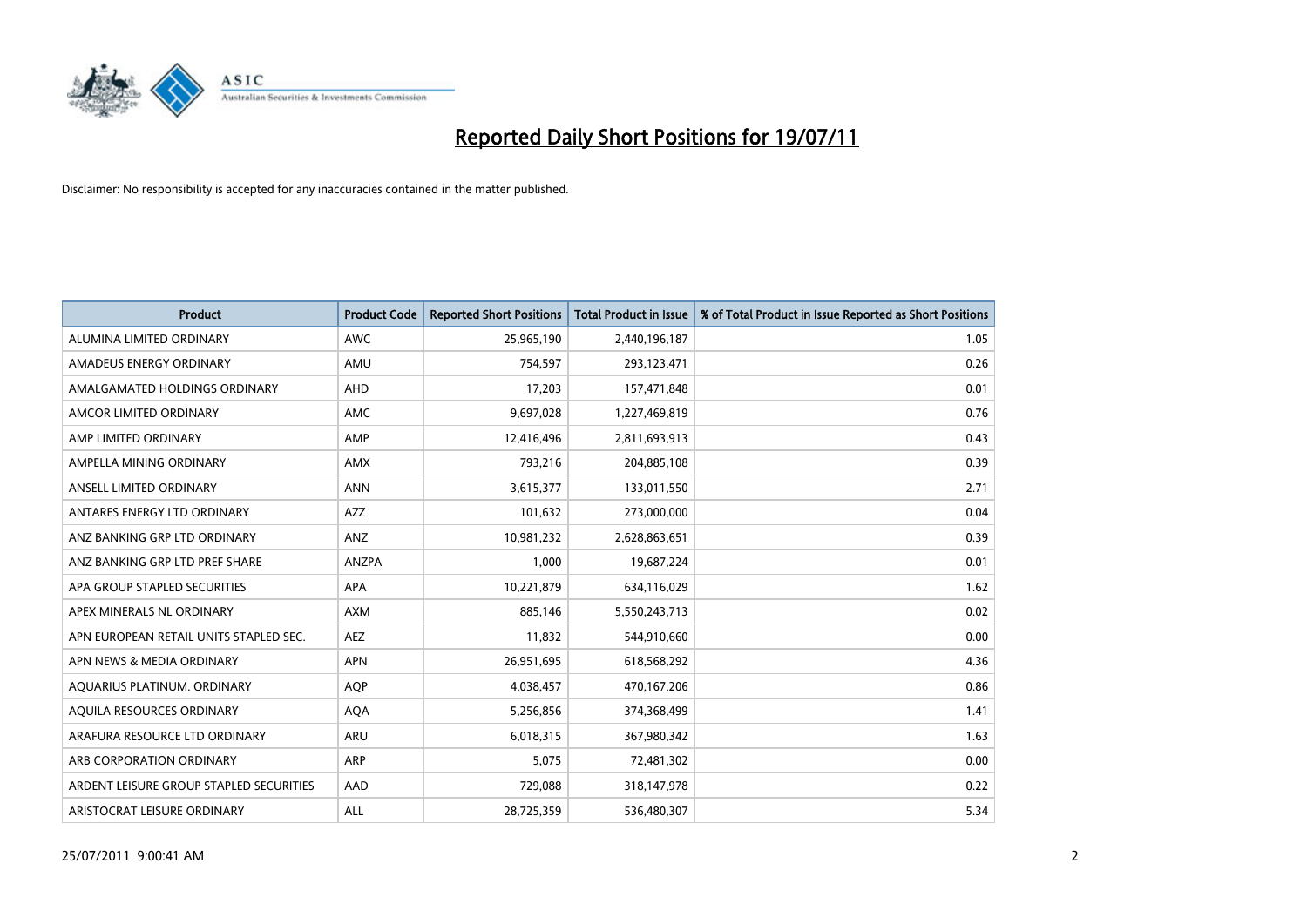# Reported Daily Short Positions for 19/07/11

Disclaimer: No responsibility is accepted for any inaccuracies contained in the matter published.

| Product | Product Code | Reported Short Positions | Total Product in Issue | % of Total Product in Issue Reported as Short Positions |
|---|---|---|---|---|
| ALUMINA LIMITED ORDINARY | AWC | 25,965,190 | 2,440,196,187 | 1.05 |
| AMADEUS ENERGY ORDINARY | AMU | 754,597 | 293,123,471 | 0.26 |
| AMALGAMATED HOLDINGS ORDINARY | AHD | 17,203 | 157,471,848 | 0.01 |
| AMCOR LIMITED ORDINARY | AMC | 9,697,028 | 1,227,469,819 | 0.76 |
| AMP LIMITED ORDINARY | AMP | 12,416,496 | 2,811,693,913 | 0.43 |
| AMPELLA MINING ORDINARY | AMX | 793,216 | 204,885,108 | 0.39 |
| ANSELL LIMITED ORDINARY | ANN | 3,615,377 | 133,011,550 | 2.71 |
| ANTARES ENERGY LTD ORDINARY | AZZ | 101,632 | 273,000,000 | 0.04 |
| ANZ BANKING GRP LTD ORDINARY | ANZ | 10,981,232 | 2,628,863,651 | 0.39 |
| ANZ BANKING GRP LTD PREF SHARE | ANZPA | 1,000 | 19,687,224 | 0.01 |
| APA GROUP STAPLED SECURITIES | APA | 10,221,879 | 634,116,029 | 1.62 |
| APEX MINERALS NL ORDINARY | AXM | 885,146 | 5,550,243,713 | 0.02 |
| APN EUROPEAN RETAIL UNITS STAPLED SEC. | AEZ | 11,832 | 544,910,660 | 0.00 |
| APN NEWS & MEDIA ORDINARY | APN | 26,951,695 | 618,568,292 | 4.36 |
| AQUARIUS PLATINUM. ORDINARY | AQP | 4,038,457 | 470,167,206 | 0.86 |
| AQUILA RESOURCES ORDINARY | AQA | 5,256,856 | 374,368,499 | 1.41 |
| ARAFURA RESOURCE LTD ORDINARY | ARU | 6,018,315 | 367,980,342 | 1.63 |
| ARB CORPORATION ORDINARY | ARP | 5,075 | 72,481,302 | 0.00 |
| ARDENT LEISURE GROUP STAPLED SECURITIES | AAD | 729,088 | 318,147,978 | 0.22 |
| ARISTOCRAT LEISURE ORDINARY | ALL | 28,725,359 | 536,480,307 | 5.34 |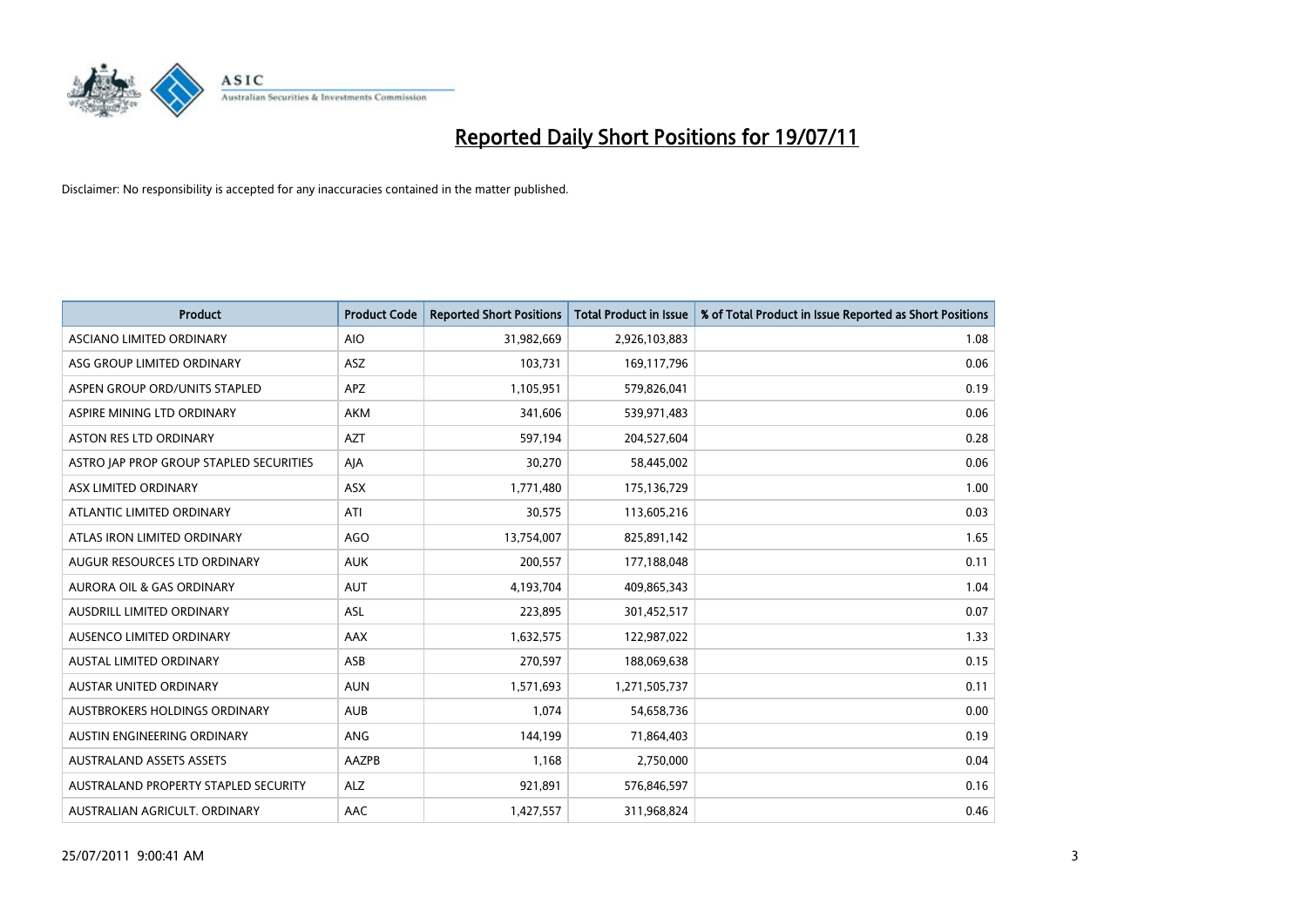# Reported Daily Short Positions for 19/07/11

Disclaimer: No responsibility is accepted for any inaccuracies contained in the matter published.

| Product | Product Code | Reported Short Positions | Total Product in Issue | % of Total Product in Issue Reported as Short Positions |
|---|---|---|---|---|
| ASCIANO LIMITED ORDINARY | AIO | 31,982,669 | 2,926,103,883 | 1.08 |
| ASG GROUP LIMITED ORDINARY | ASZ | 103,731 | 169,117,796 | 0.06 |
| ASPEN GROUP ORD/UNITS STAPLED | APZ | 1,105,951 | 579,826,041 | 0.19 |
| ASPIRE MINING LTD ORDINARY | AKM | 341,606 | 539,971,483 | 0.06 |
| ASTON RES LTD ORDINARY | AZT | 597,194 | 204,527,604 | 0.28 |
| ASTRO JAP PROP GROUP STAPLED SECURITIES | AJA | 30,270 | 58,445,002 | 0.06 |
| ASX LIMITED ORDINARY | ASX | 1,771,480 | 175,136,729 | 1.00 |
| ATLANTIC LIMITED ORDINARY | ATI | 30,575 | 113,605,216 | 0.03 |
| ATLAS IRON LIMITED ORDINARY | AGO | 13,754,007 | 825,891,142 | 1.65 |
| AUGUR RESOURCES LTD ORDINARY | AUK | 200,557 | 177,188,048 | 0.11 |
| AURORA OIL & GAS ORDINARY | AUT | 4,193,704 | 409,865,343 | 1.04 |
| AUSDRILL LIMITED ORDINARY | ASL | 223,895 | 301,452,517 | 0.07 |
| AUSENCO LIMITED ORDINARY | AAX | 1,632,575 | 122,987,022 | 1.33 |
| AUSTAL LIMITED ORDINARY | ASB | 270,597 | 188,069,638 | 0.15 |
| AUSTAR UNITED ORDINARY | AUN | 1,571,693 | 1,271,505,737 | 0.11 |
| AUSTBROKERS HOLDINGS ORDINARY | AUB | 1,074 | 54,658,736 | 0.00 |
| AUSTIN ENGINEERING ORDINARY | ANG | 144,199 | 71,864,403 | 0.19 |
| AUSTRALAND ASSETS ASSETS | AAZPB | 1,168 | 2,750,000 | 0.04 |
| AUSTRALAND PROPERTY STAPLED SECURITY | ALZ | 921,891 | 576,846,597 | 0.16 |
| AUSTRALIAN AGRICULT. ORDINARY | AAC | 1,427,557 | 311,968,824 | 0.46 |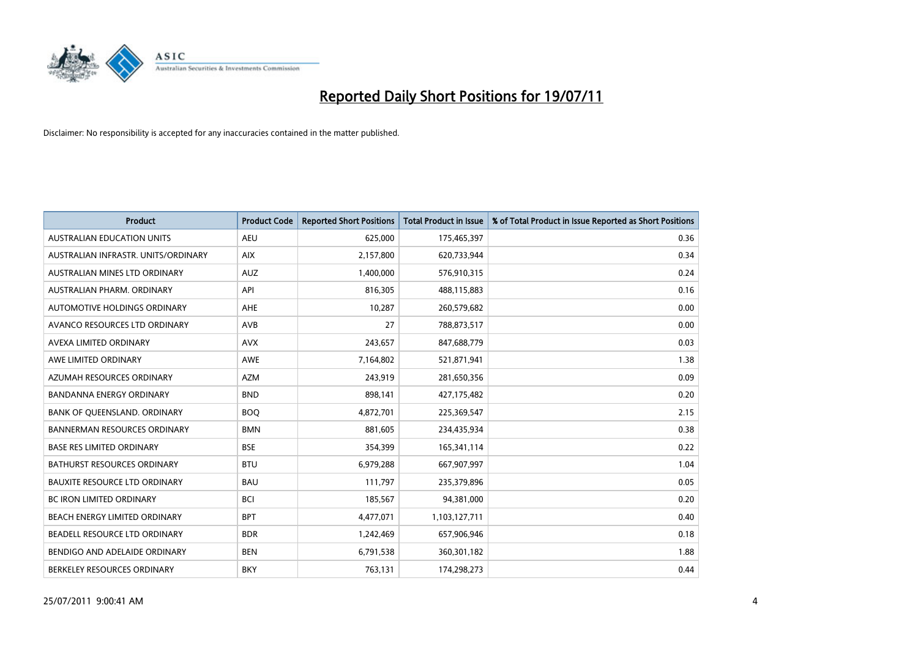# Reported Daily Short Positions for 19/07/11

Disclaimer: No responsibility is accepted for any inaccuracies contained in the matter published.

| Product | Product Code | Reported Short Positions | Total Product in Issue | % of Total Product in Issue Reported as Short Positions |
|---|---|---|---|---|
| AUSTRALIAN EDUCATION UNITS | AEU | 625,000 | 175,465,397 | 0.36 |
| AUSTRALIAN INFRASTR. UNITS/ORDINARY | AIX | 2,157,800 | 620,733,944 | 0.34 |
| AUSTRALIAN MINES LTD ORDINARY | AUZ | 1,400,000 | 576,910,315 | 0.24 |
| AUSTRALIAN PHARM. ORDINARY | API | 816,305 | 488,115,883 | 0.16 |
| AUTOMOTIVE HOLDINGS ORDINARY | AHE | 10,287 | 260,579,682 | 0.00 |
| AVANCO RESOURCES LTD ORDINARY | AVB | 27 | 788,873,517 | 0.00 |
| AVEXA LIMITED ORDINARY | AVX | 243,657 | 847,688,779 | 0.03 |
| AWE LIMITED ORDINARY | AWE | 7,164,802 | 521,871,941 | 1.38 |
| AZUMAH RESOURCES ORDINARY | AZM | 243,919 | 281,650,356 | 0.09 |
| BANDANNA ENERGY ORDINARY | BND | 898,141 | 427,175,482 | 0.20 |
| BANK OF QUEENSLAND. ORDINARY | BOQ | 4,872,701 | 225,369,547 | 2.15 |
| BANNERMAN RESOURCES ORDINARY | BMN | 881,605 | 234,435,934 | 0.38 |
| BASE RES LIMITED ORDINARY | BSE | 354,399 | 165,341,114 | 0.22 |
| BATHURST RESOURCES ORDINARY | BTU | 6,979,288 | 667,907,997 | 1.04 |
| BAUXITE RESOURCE LTD ORDINARY | BAU | 111,797 | 235,379,896 | 0.05 |
| BC IRON LIMITED ORDINARY | BCI | 185,567 | 94,381,000 | 0.20 |
| BEACH ENERGY LIMITED ORDINARY | BPT | 4,477,071 | 1,103,127,711 | 0.40 |
| BEADELL RESOURCE LTD ORDINARY | BDR | 1,242,469 | 657,906,946 | 0.18 |
| BENDIGO AND ADELAIDE ORDINARY | BEN | 6,791,538 | 360,301,182 | 1.88 |
| BERKELEY RESOURCES ORDINARY | BKY | 763,131 | 174,298,273 | 0.44 |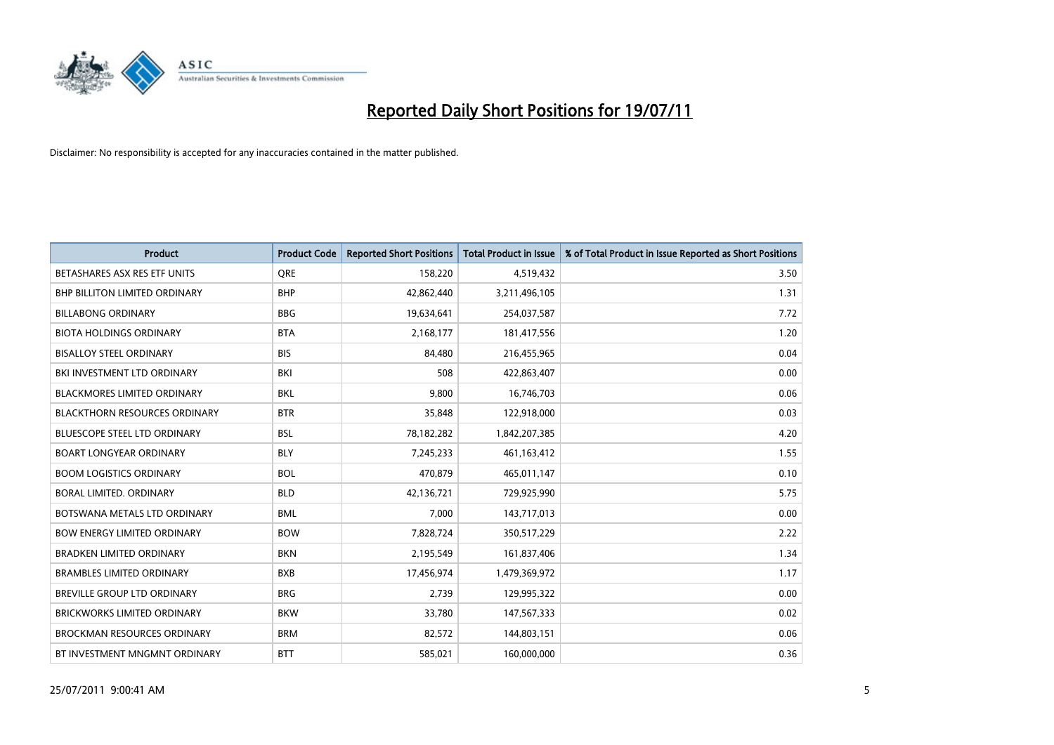# Reported Daily Short Positions for 19/07/11

Disclaimer: No responsibility is accepted for any inaccuracies contained in the matter published.

| Product | Product Code | Reported Short Positions | Total Product in Issue | % of Total Product in Issue Reported as Short Positions |
|---|---|---|---|---|
| BETASHARES ASX RES ETF UNITS | QRE | 158,220 | 4,519,432 | 3.50 |
| BHP BILLITON LIMITED ORDINARY | BHP | 42,862,440 | 3,211,496,105 | 1.31 |
| BILLABONG ORDINARY | BBG | 19,634,641 | 254,037,587 | 7.72 |
| BIOTA HOLDINGS ORDINARY | BTA | 2,168,177 | 181,417,556 | 1.20 |
| BISALLOY STEEL ORDINARY | BIS | 84,480 | 216,455,965 | 0.04 |
| BKI INVESTMENT LTD ORDINARY | BKI | 508 | 422,863,407 | 0.00 |
| BLACKMORES LIMITED ORDINARY | BKL | 9,800 | 16,746,703 | 0.06 |
| BLACKTHORN RESOURCES ORDINARY | BTR | 35,848 | 122,918,000 | 0.03 |
| BLUESCOPE STEEL LTD ORDINARY | BSL | 78,182,282 | 1,842,207,385 | 4.20 |
| BOART LONGYEAR ORDINARY | BLY | 7,245,233 | 461,163,412 | 1.55 |
| BOOM LOGISTICS ORDINARY | BOL | 470,879 | 465,011,147 | 0.10 |
| BORAL LIMITED. ORDINARY | BLD | 42,136,721 | 729,925,990 | 5.75 |
| BOTSWANA METALS LTD ORDINARY | BML | 7,000 | 143,717,013 | 0.00 |
| BOW ENERGY LIMITED ORDINARY | BOW | 7,828,724 | 350,517,229 | 2.22 |
| BRADKEN LIMITED ORDINARY | BKN | 2,195,549 | 161,837,406 | 1.34 |
| BRAMBLES LIMITED ORDINARY | BXB | 17,456,974 | 1,479,369,972 | 1.17 |
| BREVILLE GROUP LTD ORDINARY | BRG | 2,739 | 129,995,322 | 0.00 |
| BRICKWORKS LIMITED ORDINARY | BKW | 33,780 | 147,567,333 | 0.02 |
| BROCKMAN RESOURCES ORDINARY | BRM | 82,572 | 144,803,151 | 0.06 |
| BT INVESTMENT MNGMNT ORDINARY | BTT | 585,021 | 160,000,000 | 0.36 |

25/07/2011 9:00:41 AM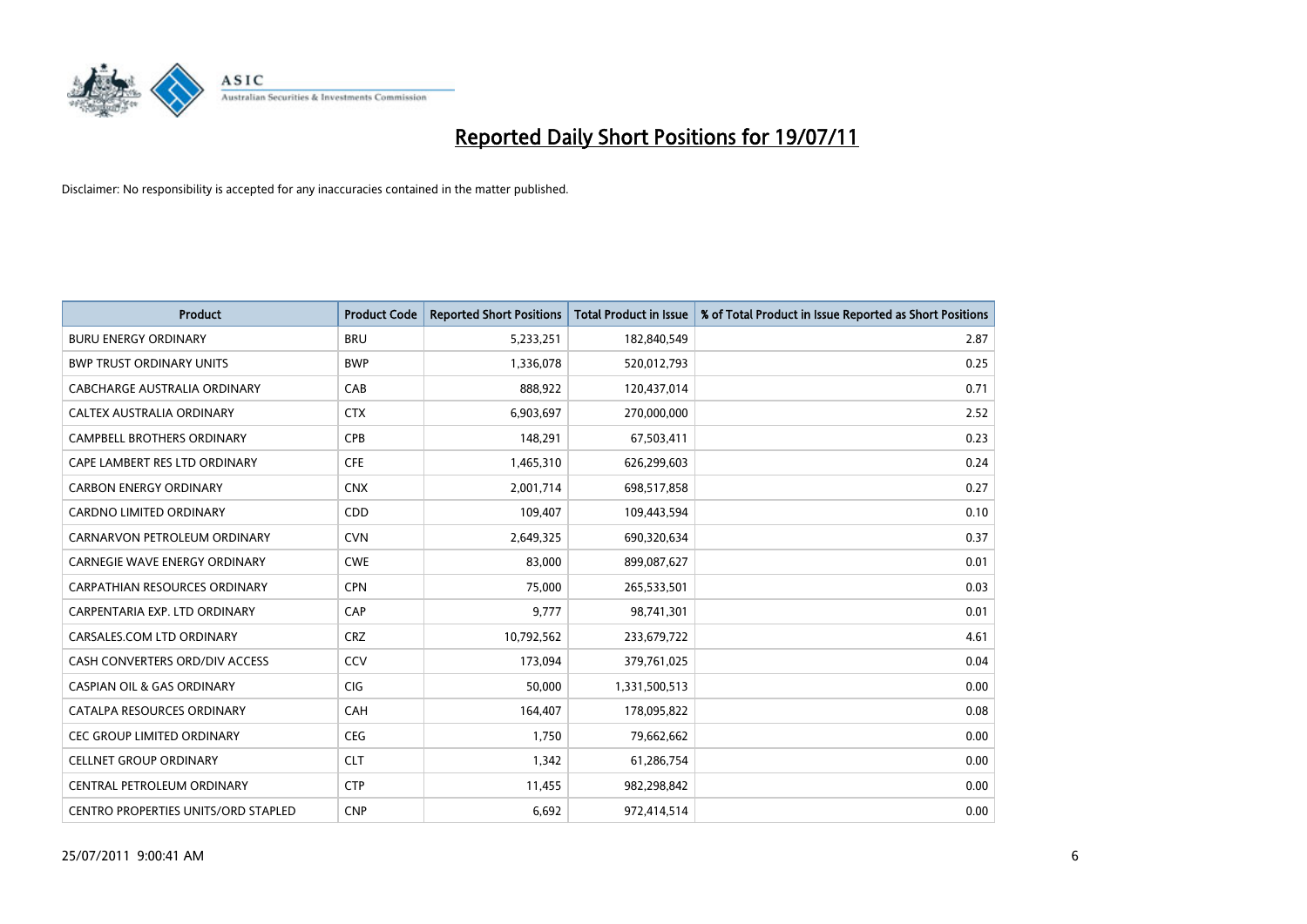# Reported Daily Short Positions for 19/07/11

Disclaimer: No responsibility is accepted for any inaccuracies contained in the matter published.

| Product | Product Code | Reported Short Positions | Total Product in Issue | % of Total Product in Issue Reported as Short Positions |
|---|---|---|---|---|
| BURU ENERGY ORDINARY | BRU | 5,233,251 | 182,840,549 | 2.87 |
| BWP TRUST ORDINARY UNITS | BWP | 1,336,078 | 520,012,793 | 0.25 |
| CABCHARGE AUSTRALIA ORDINARY | CAB | 888,922 | 120,437,014 | 0.71 |
| CALTEX AUSTRALIA ORDINARY | CTX | 6,903,697 | 270,000,000 | 2.52 |
| CAMPBELL BROTHERS ORDINARY | CPB | 148,291 | 67,503,411 | 0.23 |
| CAPE LAMBERT RES LTD ORDINARY | CFE | 1,465,310 | 626,299,603 | 0.24 |
| CARBON ENERGY ORDINARY | CNX | 2,001,714 | 698,517,858 | 0.27 |
| CARDNO LIMITED ORDINARY | CDD | 109,407 | 109,443,594 | 0.10 |
| CARNARVON PETROLEUM ORDINARY | CVN | 2,649,325 | 690,320,634 | 0.37 |
| CARNEGIE WAVE ENERGY ORDINARY | CWE | 83,000 | 899,087,627 | 0.01 |
| CARPATHIAN RESOURCES ORDINARY | CPN | 75,000 | 265,533,501 | 0.03 |
| CARPENTARIA EXP. LTD ORDINARY | CAP | 9,777 | 98,741,301 | 0.01 |
| CARSALES.COM LTD ORDINARY | CRZ | 10,792,562 | 233,679,722 | 4.61 |
| CASH CONVERTERS ORD/DIV ACCESS | CCV | 173,094 | 379,761,025 | 0.04 |
| CASPIAN OIL & GAS ORDINARY | CIG | 50,000 | 1,331,500,513 | 0.00 |
| CATALPA RESOURCES ORDINARY | CAH | 164,407 | 178,095,822 | 0.08 |
| CEC GROUP LIMITED ORDINARY | CEG | 1,750 | 79,662,662 | 0.00 |
| CELLNET GROUP ORDINARY | CLT | 1,342 | 61,286,754 | 0.00 |
| CENTRAL PETROLEUM ORDINARY | CTP | 11,455 | 982,298,842 | 0.00 |
| CENTRO PROPERTIES UNITS/ORD STAPLED | CNP | 6,692 | 972,414,514 | 0.00 |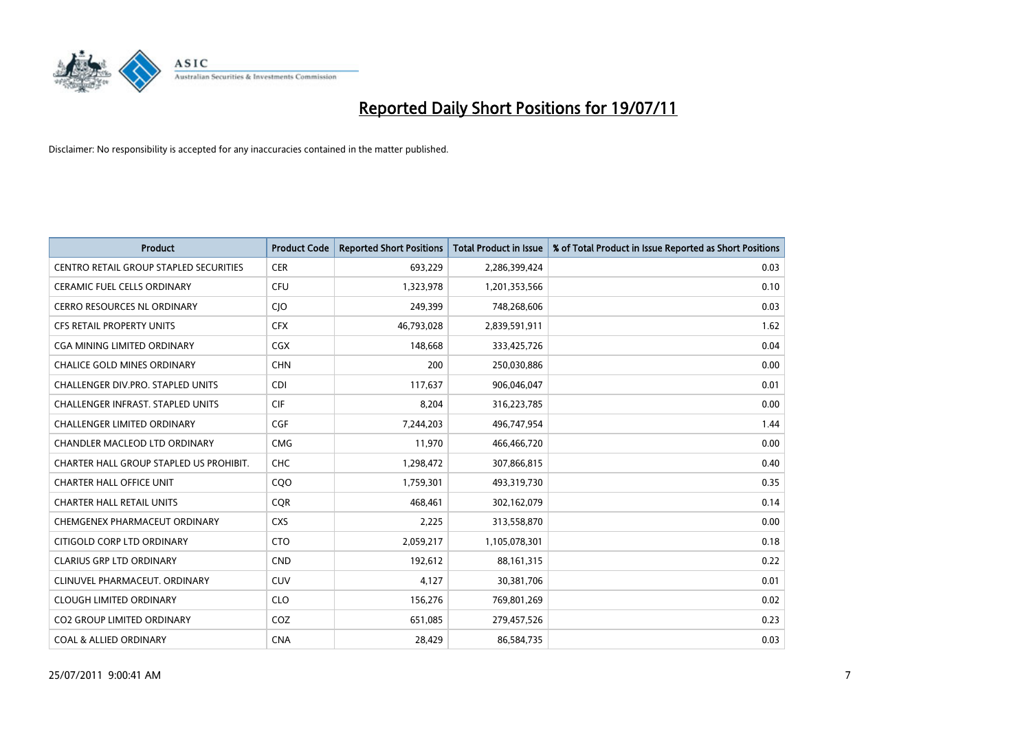# Reported Daily Short Positions for 19/07/11

Disclaimer: No responsibility is accepted for any inaccuracies contained in the matter published.

| Product | Product Code | Reported Short Positions | Total Product in Issue | % of Total Product in Issue Reported as Short Positions |
|---|---|---|---|---|
| CENTRO RETAIL GROUP STAPLED SECURITIES | CER | 693,229 | 2,286,399,424 | 0.03 |
| CERAMIC FUEL CELLS ORDINARY | CFU | 1,323,978 | 1,201,353,566 | 0.10 |
| CERRO RESOURCES NL ORDINARY | CJO | 249,399 | 748,268,606 | 0.03 |
| CFS RETAIL PROPERTY UNITS | CFX | 46,793,028 | 2,839,591,911 | 1.62 |
| CGA MINING LIMITED ORDINARY | CGX | 148,668 | 333,425,726 | 0.04 |
| CHALICE GOLD MINES ORDINARY | CHN | 200 | 250,030,886 | 0.00 |
| CHALLENGER DIV.PRO. STAPLED UNITS | CDI | 117,637 | 906,046,047 | 0.01 |
| CHALLENGER INFRAST. STAPLED UNITS | CIF | 8,204 | 316,223,785 | 0.00 |
| CHALLENGER LIMITED ORDINARY | CGF | 7,244,203 | 496,747,954 | 1.44 |
| CHANDLER MACLEOD LTD ORDINARY | CMG | 11,970 | 466,466,720 | 0.00 |
| CHARTER HALL GROUP STAPLED US PROHIBIT. | CHC | 1,298,472 | 307,866,815 | 0.40 |
| CHARTER HALL OFFICE UNIT | CQO | 1,759,301 | 493,319,730 | 0.35 |
| CHARTER HALL RETAIL UNITS | CQR | 468,461 | 302,162,079 | 0.14 |
| CHEMGENEX PHARMACEUT ORDINARY | CXS | 2,225 | 313,558,870 | 0.00 |
| CITIGOLD CORP LTD ORDINARY | CTO | 2,059,217 | 1,105,078,301 | 0.18 |
| CLARIUS GRP LTD ORDINARY | CND | 192,612 | 88,161,315 | 0.22 |
| CLINUVEL PHARMACEUT. ORDINARY | CUV | 4,127 | 30,381,706 | 0.01 |
| CLOUGH LIMITED ORDINARY | CLO | 156,276 | 769,801,269 | 0.02 |
| CO2 GROUP LIMITED ORDINARY | COZ | 651,085 | 279,457,526 | 0.23 |
| COAL & ALLIED ORDINARY | CNA | 28,429 | 86,584,735 | 0.03 |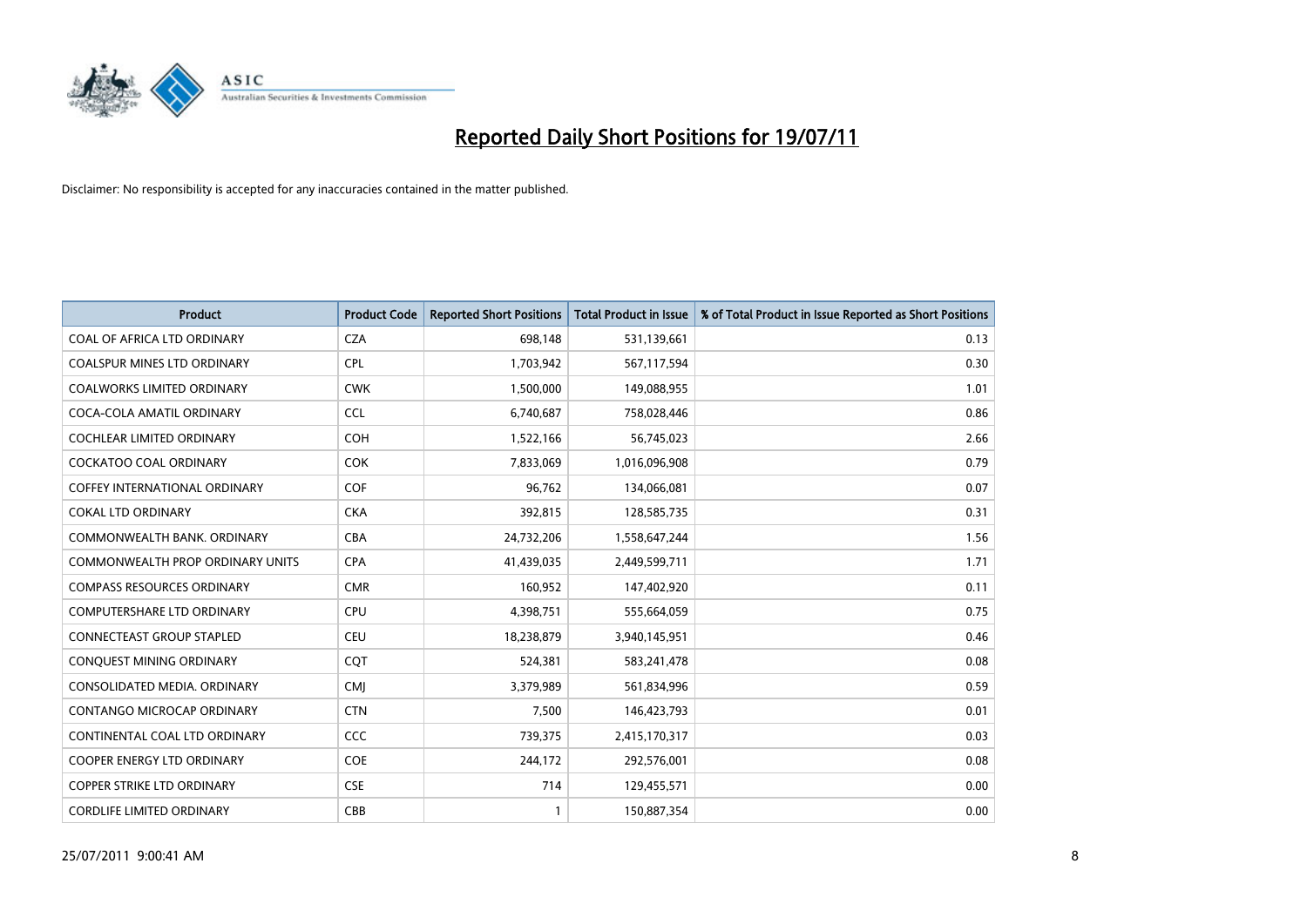# Reported Daily Short Positions for 19/07/11

Disclaimer: No responsibility is accepted for any inaccuracies contained in the matter published.

| Product | Product Code | Reported Short Positions | Total Product in Issue | % of Total Product in Issue Reported as Short Positions |
|---|---|---|---|---|
| COAL OF AFRICA LTD ORDINARY | CZA | 698,148 | 531,139,661 | 0.13 |
| COALSPUR MINES LTD ORDINARY | CPL | 1,703,942 | 567,117,594 | 0.30 |
| COALWORKS LIMITED ORDINARY | CWK | 1,500,000 | 149,088,955 | 1.01 |
| COCA-COLA AMATIL ORDINARY | CCL | 6,740,687 | 758,028,446 | 0.86 |
| COCHLEAR LIMITED ORDINARY | COH | 1,522,166 | 56,745,023 | 2.66 |
| COCKATOO COAL ORDINARY | COK | 7,833,069 | 1,016,096,908 | 0.79 |
| COFFEY INTERNATIONAL ORDINARY | COF | 96,762 | 134,066,081 | 0.07 |
| COKAL LTD ORDINARY | CKA | 392,815 | 128,585,735 | 0.31 |
| COMMONWEALTH BANK. ORDINARY | CBA | 24,732,206 | 1,558,647,244 | 1.56 |
| COMMONWEALTH PROP ORDINARY UNITS | CPA | 41,439,035 | 2,449,599,711 | 1.71 |
| COMPASS RESOURCES ORDINARY | CMR | 160,952 | 147,402,920 | 0.11 |
| COMPUTERSHARE LTD ORDINARY | CPU | 4,398,751 | 555,664,059 | 0.75 |
| CONNECTEAST GROUP STAPLED | CEU | 18,238,879 | 3,940,145,951 | 0.46 |
| CONQUEST MINING ORDINARY | CQT | 524,381 | 583,241,478 | 0.08 |
| CONSOLIDATED MEDIA. ORDINARY | CMJ | 3,379,989 | 561,834,996 | 0.59 |
| CONTANGO MICROCAP ORDINARY | CTN | 7,500 | 146,423,793 | 0.01 |
| CONTINENTAL COAL LTD ORDINARY | CCC | 739,375 | 2,415,170,317 | 0.03 |
| COOPER ENERGY LTD ORDINARY | COE | 244,172 | 292,576,001 | 0.08 |
| COPPER STRIKE LTD ORDINARY | CSE | 714 | 129,455,571 | 0.00 |
| CORDLIFE LIMITED ORDINARY | CBB | 1 | 150,887,354 | 0.00 |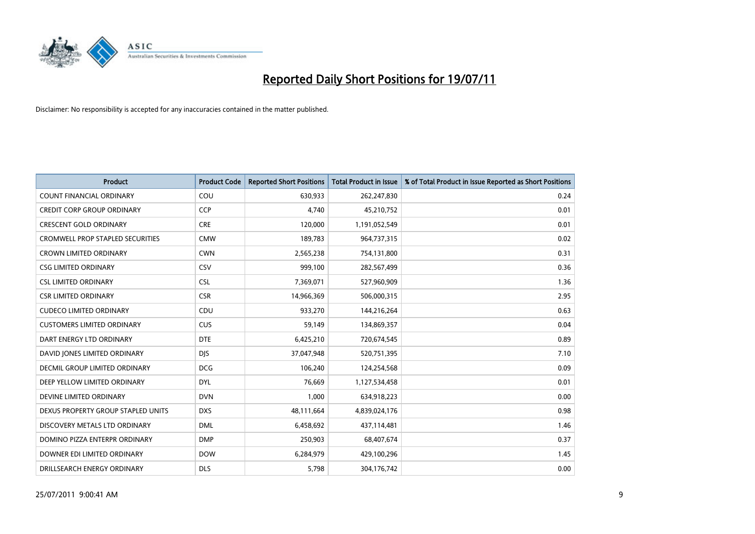# Reported Daily Short Positions for 19/07/11

Disclaimer: No responsibility is accepted for any inaccuracies contained in the matter published.

| Product | Product Code | Reported Short Positions | Total Product in Issue | % of Total Product in Issue Reported as Short Positions |
|---|---|---|---|---|
| COUNT FINANCIAL ORDINARY | COU | 630,933 | 262,247,830 | 0.24 |
| CREDIT CORP GROUP ORDINARY | CCP | 4,740 | 45,210,752 | 0.01 |
| CRESCENT GOLD ORDINARY | CRE | 120,000 | 1,191,052,549 | 0.01 |
| CROMWELL PROP STAPLED SECURITIES | CMW | 189,783 | 964,737,315 | 0.02 |
| CROWN LIMITED ORDINARY | CWN | 2,565,238 | 754,131,800 | 0.31 |
| CSG LIMITED ORDINARY | CSV | 999,100 | 282,567,499 | 0.36 |
| CSL LIMITED ORDINARY | CSL | 7,369,071 | 527,960,909 | 1.36 |
| CSR LIMITED ORDINARY | CSR | 14,966,369 | 506,000,315 | 2.95 |
| CUDECO LIMITED ORDINARY | CDU | 933,270 | 144,216,264 | 0.63 |
| CUSTOMERS LIMITED ORDINARY | CUS | 59,149 | 134,869,357 | 0.04 |
| DART ENERGY LTD ORDINARY | DTE | 6,425,210 | 720,674,545 | 0.89 |
| DAVID JONES LIMITED ORDINARY | DJS | 37,047,948 | 520,751,395 | 7.10 |
| DECMIL GROUP LIMITED ORDINARY | DCG | 106,240 | 124,254,568 | 0.09 |
| DEEP YELLOW LIMITED ORDINARY | DYL | 76,669 | 1,127,534,458 | 0.01 |
| DEVINE LIMITED ORDINARY | DVN | 1,000 | 634,918,223 | 0.00 |
| DEXUS PROPERTY GROUP STAPLED UNITS | DXS | 48,111,664 | 4,839,024,176 | 0.98 |
| DISCOVERY METALS LTD ORDINARY | DML | 6,458,692 | 437,114,481 | 1.46 |
| DOMINO PIZZA ENTERPR ORDINARY | DMP | 250,903 | 68,407,674 | 0.37 |
| DOWNER EDI LIMITED ORDINARY | DOW | 6,284,979 | 429,100,296 | 1.45 |
| DRILLSEARCH ENERGY ORDINARY | DLS | 5,798 | 304,176,742 | 0.00 |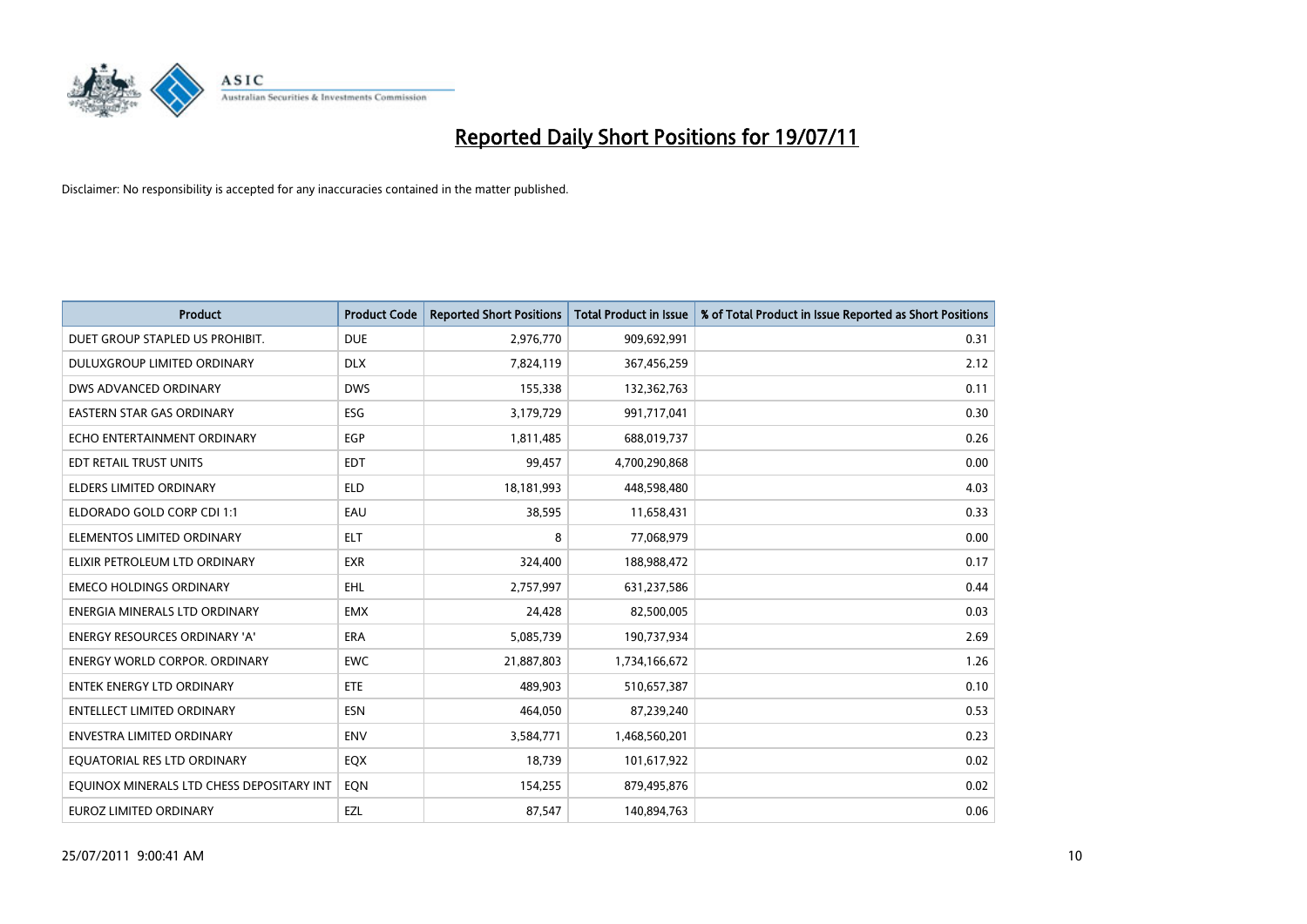# Reported Daily Short Positions for 19/07/11

Disclaimer: No responsibility is accepted for any inaccuracies contained in the matter published.

| Product | Product Code | Reported Short Positions | Total Product in Issue | % of Total Product in Issue Reported as Short Positions |
|---|---|---|---|---|
| DUET GROUP STAPLED US PROHIBIT. | DUE | 2,976,770 | 909,692,991 | 0.31 |
| DULUXGROUP LIMITED ORDINARY | DLX | 7,824,119 | 367,456,259 | 2.12 |
| DWS ADVANCED ORDINARY | DWS | 155,338 | 132,362,763 | 0.11 |
| EASTERN STAR GAS ORDINARY | ESG | 3,179,729 | 991,717,041 | 0.30 |
| ECHO ENTERTAINMENT ORDINARY | EGP | 1,811,485 | 688,019,737 | 0.26 |
| EDT RETAIL TRUST UNITS | EDT | 99,457 | 4,700,290,868 | 0.00 |
| ELDERS LIMITED ORDINARY | ELD | 18,181,993 | 448,598,480 | 4.03 |
| ELDORADO GOLD CORP CDI 1:1 | EAU | 38,595 | 11,658,431 | 0.33 |
| ELEMENTOS LIMITED ORDINARY | ELT | 8 | 77,068,979 | 0.00 |
| ELIXIR PETROLEUM LTD ORDINARY | EXR | 324,400 | 188,988,472 | 0.17 |
| EMECO HOLDINGS ORDINARY | EHL | 2,757,997 | 631,237,586 | 0.44 |
| ENERGIA MINERALS LTD ORDINARY | EMX | 24,428 | 82,500,005 | 0.03 |
| ENERGY RESOURCES ORDINARY 'A' | ERA | 5,085,739 | 190,737,934 | 2.69 |
| ENERGY WORLD CORPOR. ORDINARY | EWC | 21,887,803 | 1,734,166,672 | 1.26 |
| ENTEK ENERGY LTD ORDINARY | ETE | 489,903 | 510,657,387 | 0.10 |
| ENTELLECT LIMITED ORDINARY | ESN | 464,050 | 87,239,240 | 0.53 |
| ENVESTRA LIMITED ORDINARY | ENV | 3,584,771 | 1,468,560,201 | 0.23 |
| EQUATORIAL RES LTD ORDINARY | EQX | 18,739 | 101,617,922 | 0.02 |
| EQUINOX MINERALS LTD CHESS DEPOSITARY INT | EQN | 154,255 | 879,495,876 | 0.02 |
| EUROZ LIMITED ORDINARY | EZL | 87,547 | 140,894,763 | 0.06 |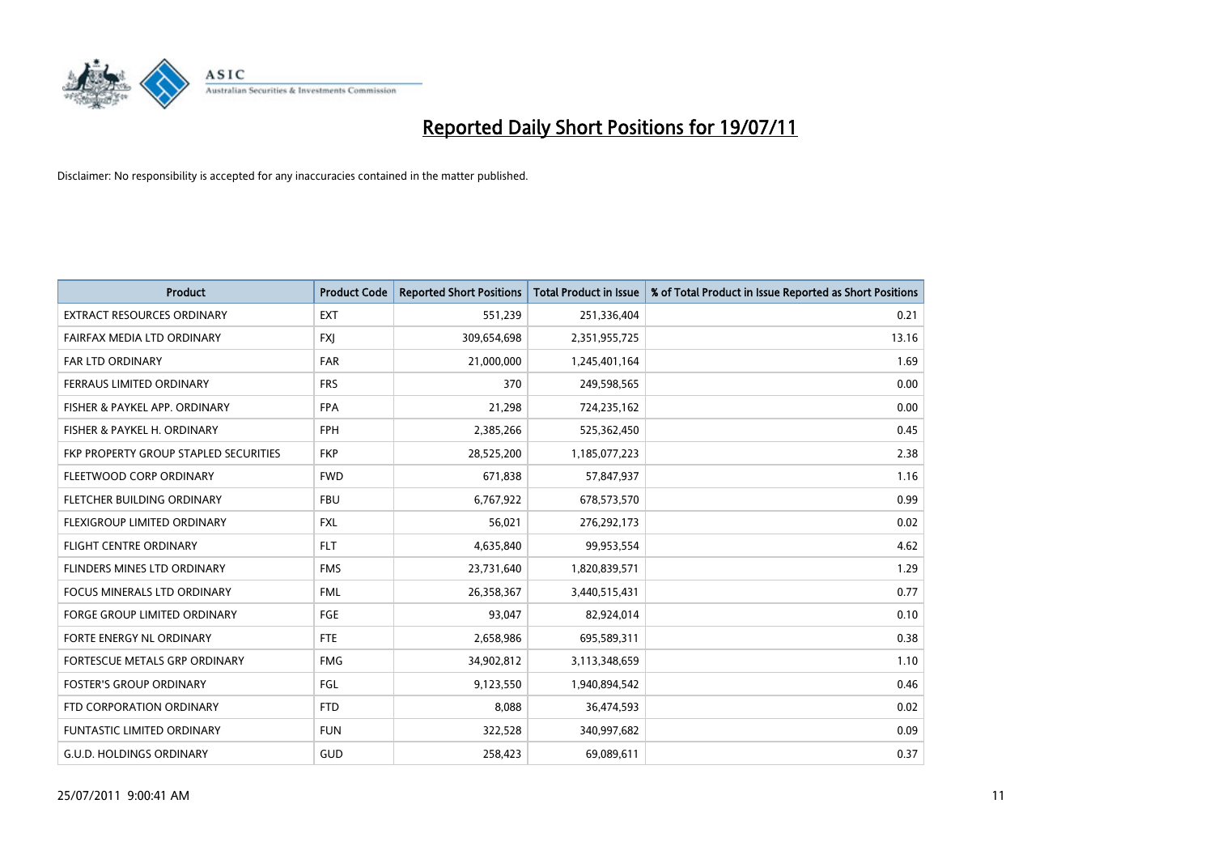# Reported Daily Short Positions for 19/07/11

Disclaimer: No responsibility is accepted for any inaccuracies contained in the matter published.

| Product | Product Code | Reported Short Positions | Total Product in Issue | % of Total Product in Issue Reported as Short Positions |
|---|---|---|---|---|
| EXTRACT RESOURCES ORDINARY | EXT | 551,239 | 251,336,404 | 0.21 |
| FAIRFAX MEDIA LTD ORDINARY | FXJ | 309,654,698 | 2,351,955,725 | 13.16 |
| FAR LTD ORDINARY | FAR | 21,000,000 | 1,245,401,164 | 1.69 |
| FERRAUS LIMITED ORDINARY | FRS | 370 | 249,598,565 | 0.00 |
| FISHER & PAYKEL APP. ORDINARY | FPA | 21,298 | 724,235,162 | 0.00 |
| FISHER & PAYKEL H. ORDINARY | FPH | 2,385,266 | 525,362,450 | 0.45 |
| FKP PROPERTY GROUP STAPLED SECURITIES | FKP | 28,525,200 | 1,185,077,223 | 2.38 |
| FLEETWOOD CORP ORDINARY | FWD | 671,838 | 57,847,937 | 1.16 |
| FLETCHER BUILDING ORDINARY | FBU | 6,767,922 | 678,573,570 | 0.99 |
| FLEXIGROUP LIMITED ORDINARY | FXL | 56,021 | 276,292,173 | 0.02 |
| FLIGHT CENTRE ORDINARY | FLT | 4,635,840 | 99,953,554 | 4.62 |
| FLINDERS MINES LTD ORDINARY | FMS | 23,731,640 | 1,820,839,571 | 1.29 |
| FOCUS MINERALS LTD ORDINARY | FML | 26,358,367 | 3,440,515,431 | 0.77 |
| FORGE GROUP LIMITED ORDINARY | FGE | 93,047 | 82,924,014 | 0.10 |
| FORTE ENERGY NL ORDINARY | FTE | 2,658,986 | 695,589,311 | 0.38 |
| FORTESCUE METALS GRP ORDINARY | FMG | 34,902,812 | 3,113,348,659 | 1.10 |
| FOSTER'S GROUP ORDINARY | FGL | 9,123,550 | 1,940,894,542 | 0.46 |
| FTD CORPORATION ORDINARY | FTD | 8,088 | 36,474,593 | 0.02 |
| FUNTASTIC LIMITED ORDINARY | FUN | 322,528 | 340,997,682 | 0.09 |
| G.U.D. HOLDINGS ORDINARY | GUD | 258,423 | 69,089,611 | 0.37 |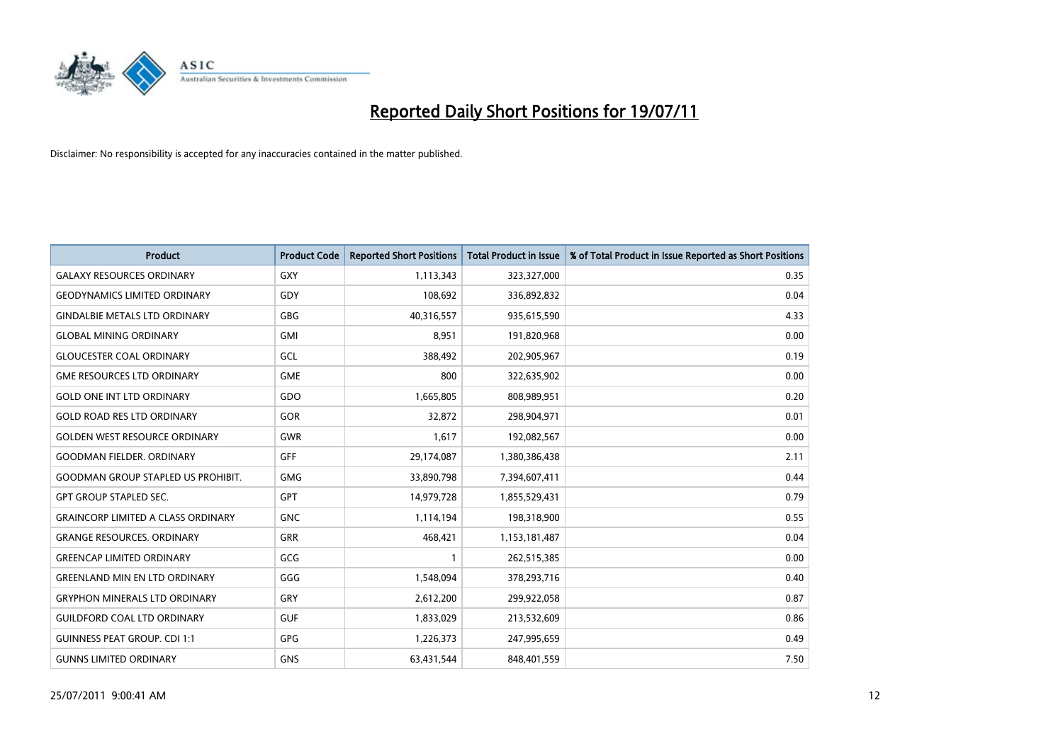# Reported Daily Short Positions for 19/07/11

Disclaimer: No responsibility is accepted for any inaccuracies contained in the matter published.

| Product | Product Code | Reported Short Positions | Total Product in Issue | % of Total Product in Issue Reported as Short Positions |
|---|---|---|---|---|
| GALAXY RESOURCES ORDINARY | GXY | 1,113,343 | 323,327,000 | 0.35 |
| GEODYNAMICS LIMITED ORDINARY | GDY | 108,692 | 336,892,832 | 0.04 |
| GINDALBIE METALS LTD ORDINARY | GBG | 40,316,557 | 935,615,590 | 4.33 |
| GLOBAL MINING ORDINARY | GMI | 8,951 | 191,820,968 | 0.00 |
| GLOUCESTER COAL ORDINARY | GCL | 388,492 | 202,905,967 | 0.19 |
| GME RESOURCES LTD ORDINARY | GME | 800 | 322,635,902 | 0.00 |
| GOLD ONE INT LTD ORDINARY | GDO | 1,665,805 | 808,989,951 | 0.20 |
| GOLD ROAD RES LTD ORDINARY | GOR | 32,872 | 298,904,971 | 0.01 |
| GOLDEN WEST RESOURCE ORDINARY | GWR | 1,617 | 192,082,567 | 0.00 |
| GOODMAN FIELDER. ORDINARY | GFF | 29,174,087 | 1,380,386,438 | 2.11 |
| GOODMAN GROUP STAPLED US PROHIBIT. | GMG | 33,890,798 | 7,394,607,411 | 0.44 |
| GPT GROUP STAPLED SEC. | GPT | 14,979,728 | 1,855,529,431 | 0.79 |
| GRAINCORP LIMITED A CLASS ORDINARY | GNC | 1,114,194 | 198,318,900 | 0.55 |
| GRANGE RESOURCES. ORDINARY | GRR | 468,421 | 1,153,181,487 | 0.04 |
| GREENCAP LIMITED ORDINARY | GCG | 1 | 262,515,385 | 0.00 |
| GREENLAND MIN EN LTD ORDINARY | GGG | 1,548,094 | 378,293,716 | 0.40 |
| GRYPHON MINERALS LTD ORDINARY | GRY | 2,612,200 | 299,922,058 | 0.87 |
| GUILDFORD COAL LTD ORDINARY | GUF | 1,833,029 | 213,532,609 | 0.86 |
| GUINNESS PEAT GROUP. CDI 1:1 | GPG | 1,226,373 | 247,995,659 | 0.49 |
| GUNNS LIMITED ORDINARY | GNS | 63,431,544 | 848,401,559 | 7.50 |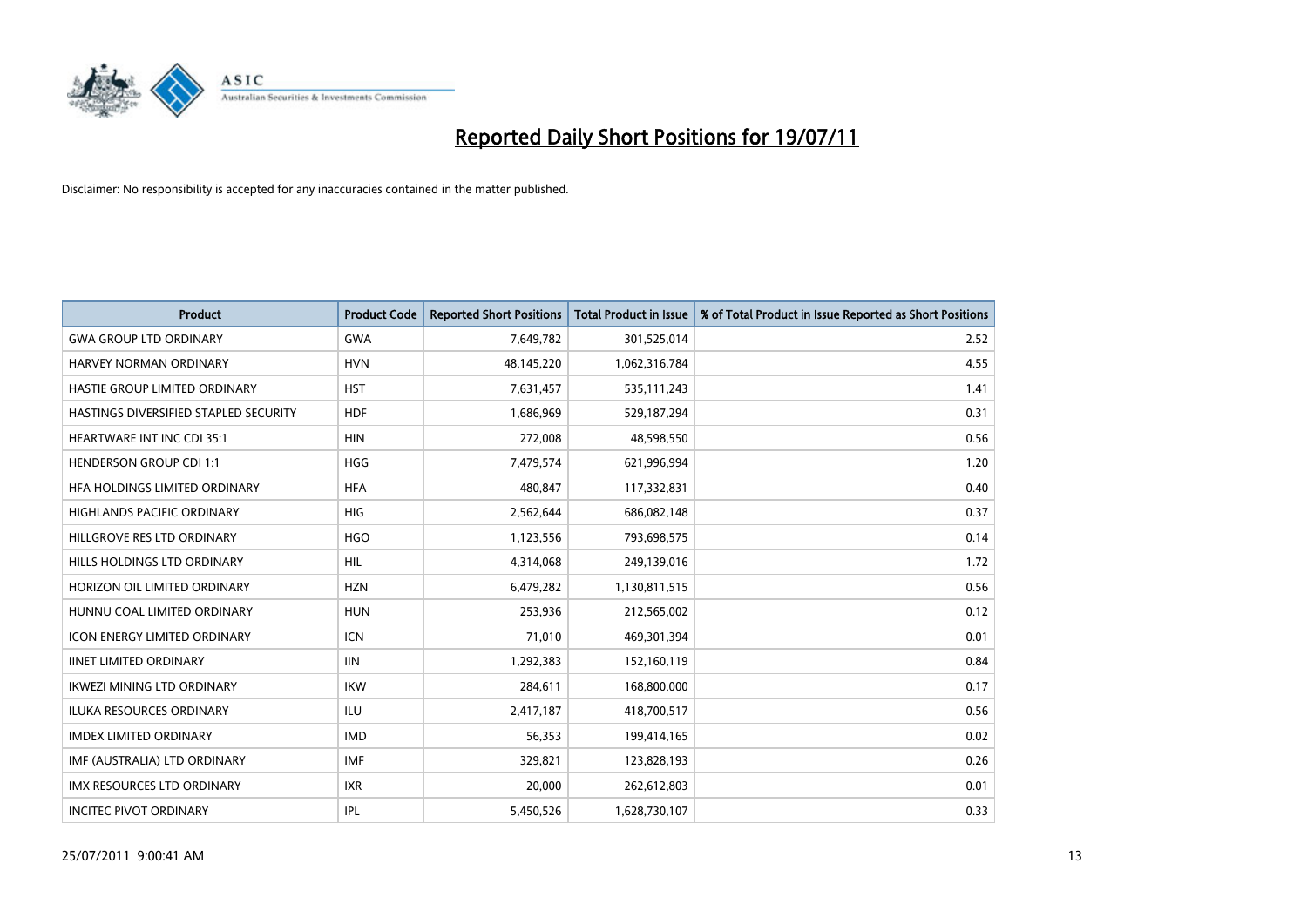# Reported Daily Short Positions for 19/07/11

Disclaimer: No responsibility is accepted for any inaccuracies contained in the matter published.

| Product | Product Code | Reported Short Positions | Total Product in Issue | % of Total Product in Issue Reported as Short Positions |
|---|---|---|---|---|
| GWA GROUP LTD ORDINARY | GWA | 7,649,782 | 301,525,014 | 2.52 |
| HARVEY NORMAN ORDINARY | HVN | 48,145,220 | 1,062,316,784 | 4.55 |
| HASTIE GROUP LIMITED ORDINARY | HST | 7,631,457 | 535,111,243 | 1.41 |
| HASTINGS DIVERSIFIED STAPLED SECURITY | HDF | 1,686,969 | 529,187,294 | 0.31 |
| HEARTWARE INT INC CDI 35:1 | HIN | 272,008 | 48,598,550 | 0.56 |
| HENDERSON GROUP CDI 1:1 | HGG | 7,479,574 | 621,996,994 | 1.20 |
| HFA HOLDINGS LIMITED ORDINARY | HFA | 480,847 | 117,332,831 | 0.40 |
| HIGHLANDS PACIFIC ORDINARY | HIG | 2,562,644 | 686,082,148 | 0.37 |
| HILLGROVE RES LTD ORDINARY | HGO | 1,123,556 | 793,698,575 | 0.14 |
| HILLS HOLDINGS LTD ORDINARY | HIL | 4,314,068 | 249,139,016 | 1.72 |
| HORIZON OIL LIMITED ORDINARY | HZN | 6,479,282 | 1,130,811,515 | 0.56 |
| HUNNU COAL LIMITED ORDINARY | HUN | 253,936 | 212,565,002 | 0.12 |
| ICON ENERGY LIMITED ORDINARY | ICN | 71,010 | 469,301,394 | 0.01 |
| IINET LIMITED ORDINARY | IIN | 1,292,383 | 152,160,119 | 0.84 |
| IKWEZI MINING LTD ORDINARY | IKW | 284,611 | 168,800,000 | 0.17 |
| ILUKA RESOURCES ORDINARY | ILU | 2,417,187 | 418,700,517 | 0.56 |
| IMDEX LIMITED ORDINARY | IMD | 56,353 | 199,414,165 | 0.02 |
| IMF (AUSTRALIA) LTD ORDINARY | IMF | 329,821 | 123,828,193 | 0.26 |
| IMX RESOURCES LTD ORDINARY | IXR | 20,000 | 262,612,803 | 0.01 |
| INCITEC PIVOT ORDINARY | IPL | 5,450,526 | 1,628,730,107 | 0.33 |

25/07/2011 9:00:41 AM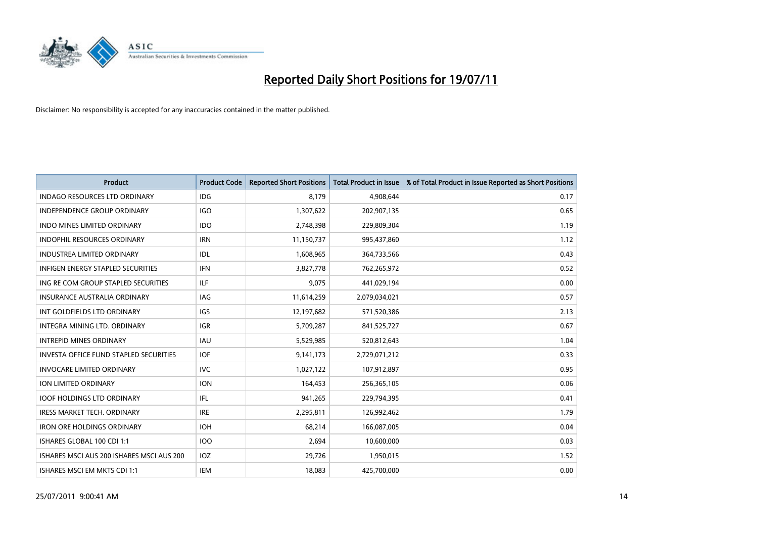# Reported Daily Short Positions for 19/07/11

Disclaimer: No responsibility is accepted for any inaccuracies contained in the matter published.

| Product | Product Code | Reported Short Positions | Total Product in Issue | % of Total Product in Issue Reported as Short Positions |
|---|---|---|---|---|
| INDAGO RESOURCES LTD ORDINARY | IDG | 8,179 | 4,908,644 | 0.17 |
| INDEPENDENCE GROUP ORDINARY | IGO | 1,307,622 | 202,907,135 | 0.65 |
| INDO MINES LIMITED ORDINARY | IDO | 2,748,398 | 229,809,304 | 1.19 |
| INDOPHIL RESOURCES ORDINARY | IRN | 11,150,737 | 995,437,860 | 1.12 |
| INDUSTREA LIMITED ORDINARY | IDL | 1,608,965 | 364,733,566 | 0.43 |
| INFIGEN ENERGY STAPLED SECURITIES | IFN | 3,827,778 | 762,265,972 | 0.52 |
| ING RE COM GROUP STAPLED SECURITIES | ILF | 9,075 | 441,029,194 | 0.00 |
| INSURANCE AUSTRALIA ORDINARY | IAG | 11,614,259 | 2,079,034,021 | 0.57 |
| INT GOLDFIELDS LTD ORDINARY | IGS | 12,197,682 | 571,520,386 | 2.13 |
| INTEGRA MINING LTD. ORDINARY | IGR | 5,709,287 | 841,525,727 | 0.67 |
| INTREPID MINES ORDINARY | IAU | 5,529,985 | 520,812,643 | 1.04 |
| INVESTA OFFICE FUND STAPLED SECURITIES | IOF | 9,141,173 | 2,729,071,212 | 0.33 |
| INVOCARE LIMITED ORDINARY | IVC | 1,027,122 | 107,912,897 | 0.95 |
| ION LIMITED ORDINARY | ION | 164,453 | 256,365,105 | 0.06 |
| IOOF HOLDINGS LTD ORDINARY | IFL | 941,265 | 229,794,395 | 0.41 |
| IRESS MARKET TECH. ORDINARY | IRE | 2,295,811 | 126,992,462 | 1.79 |
| IRON ORE HOLDINGS ORDINARY | IOH | 68,214 | 166,087,005 | 0.04 |
| ISHARES GLOBAL 100 CDI 1:1 | IOO | 2,694 | 10,600,000 | 0.03 |
| ISHARES MSCI AUS 200 ISHARES MSCI AUS 200 | IOZ | 29,726 | 1,950,015 | 1.52 |
| ISHARES MSCI EM MKTS CDI 1:1 | IEM | 18,083 | 425,700,000 | 0.00 |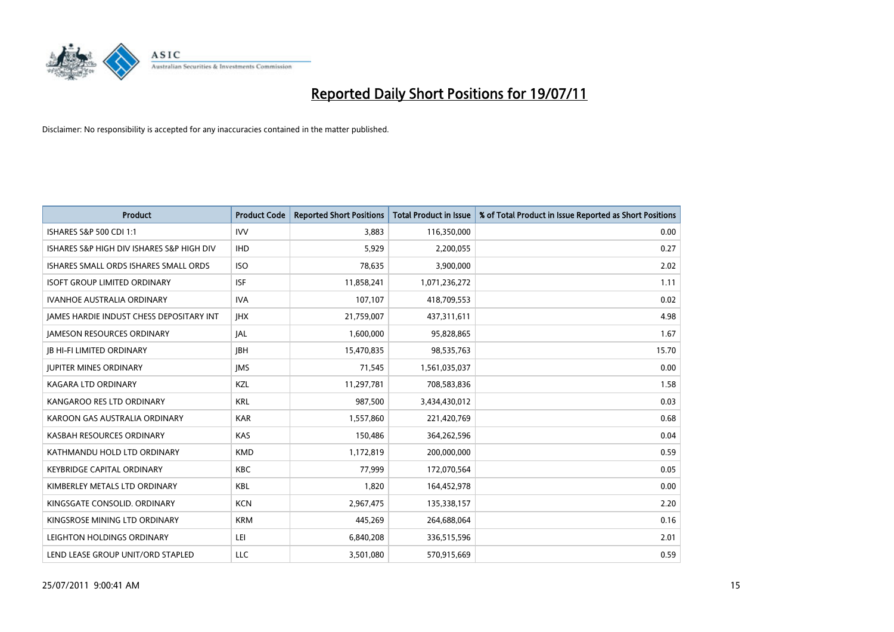# Reported Daily Short Positions for 19/07/11

Disclaimer: No responsibility is accepted for any inaccuracies contained in the matter published.

| Product | Product Code | Reported Short Positions | Total Product in Issue | % of Total Product in Issue Reported as Short Positions |
| --- | --- | --- | --- | --- |
| ISHARES S&P 500 CDI 1:1 | IVV | 3,883 | 116,350,000 | 0.00 |
| ISHARES S&P HIGH DIV ISHARES S&P HIGH DIV | IHD | 5,929 | 2,200,055 | 0.27 |
| ISHARES SMALL ORDS ISHARES SMALL ORDS | ISO | 78,635 | 3,900,000 | 2.02 |
| ISOFT GROUP LIMITED ORDINARY | ISF | 11,858,241 | 1,071,236,272 | 1.11 |
| IVANHOE AUSTRALIA ORDINARY | IVA | 107,107 | 418,709,553 | 0.02 |
| JAMES HARDIE INDUST CHESS DEPOSITARY INT | JHX | 21,759,007 | 437,311,611 | 4.98 |
| JAMESON RESOURCES ORDINARY | JAL | 1,600,000 | 95,828,865 | 1.67 |
| JB HI-FI LIMITED ORDINARY | JBH | 15,470,835 | 98,535,763 | 15.70 |
| JUPITER MINES ORDINARY | JMS | 71,545 | 1,561,035,037 | 0.00 |
| KAGARA LTD ORDINARY | KZL | 11,297,781 | 708,583,836 | 1.58 |
| KANGAROO RES LTD ORDINARY | KRL | 987,500 | 3,434,430,012 | 0.03 |
| KAROON GAS AUSTRALIA ORDINARY | KAR | 1,557,860 | 221,420,769 | 0.68 |
| KASBAH RESOURCES ORDINARY | KAS | 150,486 | 364,262,596 | 0.04 |
| KATHMANDU HOLD LTD ORDINARY | KMD | 1,172,819 | 200,000,000 | 0.59 |
| KEYBRIDGE CAPITAL ORDINARY | KBC | 77,999 | 172,070,564 | 0.05 |
| KIMBERLEY METALS LTD ORDINARY | KBL | 1,820 | 164,452,978 | 0.00 |
| KINGSGATE CONSOLID. ORDINARY | KCN | 2,967,475 | 135,338,157 | 2.20 |
| KINGSROSE MINING LTD ORDINARY | KRM | 445,269 | 264,688,064 | 0.16 |
| LEIGHTON HOLDINGS ORDINARY | LEI | 6,840,208 | 336,515,596 | 2.01 |
| LEND LEASE GROUP UNIT/ORD STAPLED | LLC | 3,501,080 | 570,915,669 | 0.59 |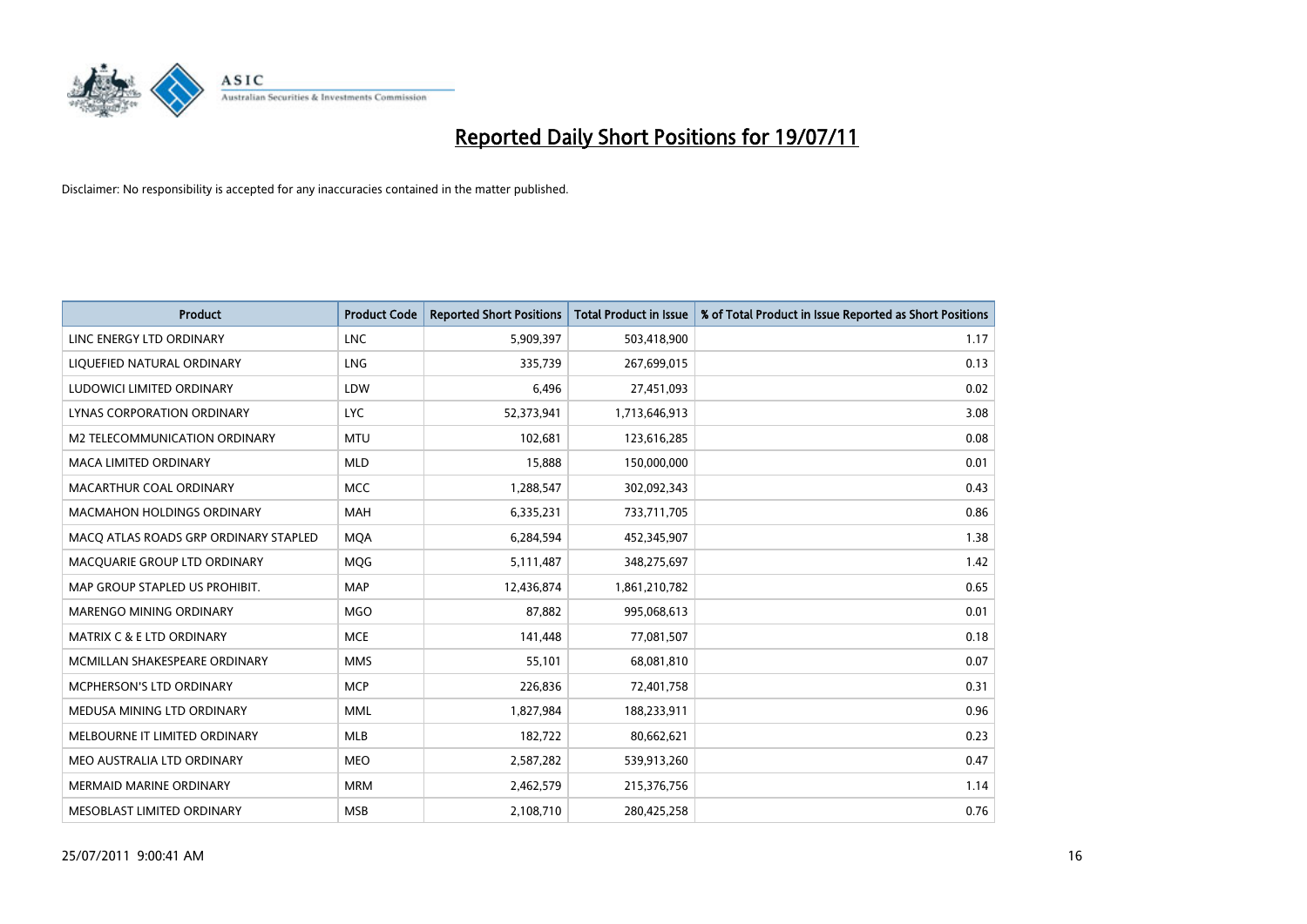# Reported Daily Short Positions for 19/07/11

Disclaimer: No responsibility is accepted for any inaccuracies contained in the matter published.

| Product | Product Code | Reported Short Positions | Total Product in Issue | % of Total Product in Issue Reported as Short Positions |
|---|---|---|---|---|
| LINC ENERGY LTD ORDINARY | LNC | 5,909,397 | 503,418,900 | 1.17 |
| LIQUEFIED NATURAL ORDINARY | LNG | 335,739 | 267,699,015 | 0.13 |
| LUDOWICI LIMITED ORDINARY | LDW | 6,496 | 27,451,093 | 0.02 |
| LYNAS CORPORATION ORDINARY | LYC | 52,373,941 | 1,713,646,913 | 3.08 |
| M2 TELECOMMUNICATION ORDINARY | MTU | 102,681 | 123,616,285 | 0.08 |
| MACA LIMITED ORDINARY | MLD | 15,888 | 150,000,000 | 0.01 |
| MACARTHUR COAL ORDINARY | MCC | 1,288,547 | 302,092,343 | 0.43 |
| MACMAHON HOLDINGS ORDINARY | MAH | 6,335,231 | 733,711,705 | 0.86 |
| MACQ ATLAS ROADS GRP ORDINARY STAPLED | MQA | 6,284,594 | 452,345,907 | 1.38 |
| MACQUARIE GROUP LTD ORDINARY | MQG | 5,111,487 | 348,275,697 | 1.42 |
| MAP GROUP STAPLED US PROHIBIT. | MAP | 12,436,874 | 1,861,210,782 | 0.65 |
| MARENGO MINING ORDINARY | MGO | 87,882 | 995,068,613 | 0.01 |
| MATRIX C & E LTD ORDINARY | MCE | 141,448 | 77,081,507 | 0.18 |
| MCMILLAN SHAKESPEARE ORDINARY | MMS | 55,101 | 68,081,810 | 0.07 |
| MCPHERSON'S LTD ORDINARY | MCP | 226,836 | 72,401,758 | 0.31 |
| MEDUSA MINING LTD ORDINARY | MML | 1,827,984 | 188,233,911 | 0.96 |
| MELBOURNE IT LIMITED ORDINARY | MLB | 182,722 | 80,662,621 | 0.23 |
| MEO AUSTRALIA LTD ORDINARY | MEO | 2,587,282 | 539,913,260 | 0.47 |
| MERMAID MARINE ORDINARY | MRM | 2,462,579 | 215,376,756 | 1.14 |
| MESOBLAST LIMITED ORDINARY | MSB | 2,108,710 | 280,425,258 | 0.76 |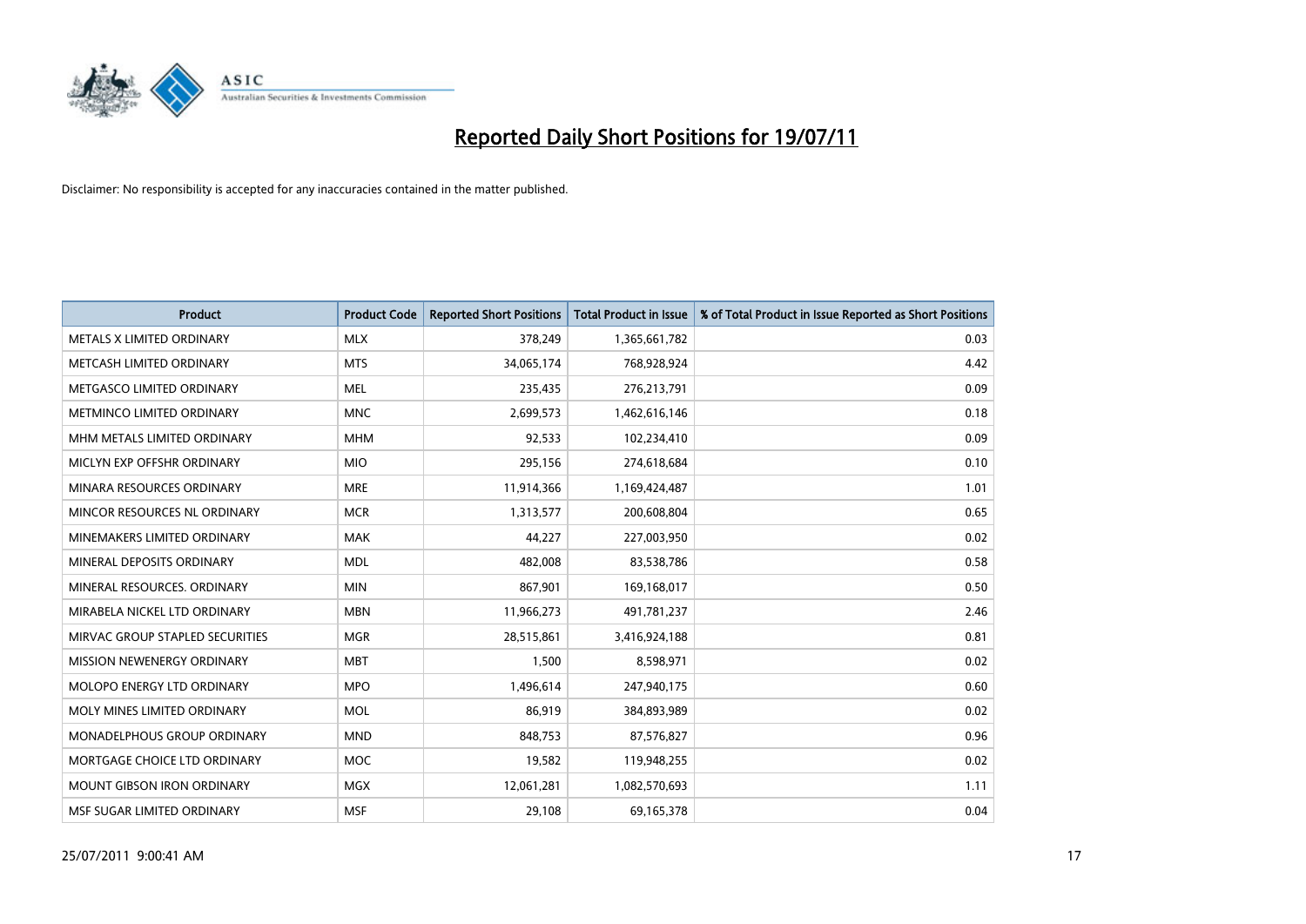# Reported Daily Short Positions for 19/07/11

Disclaimer: No responsibility is accepted for any inaccuracies contained in the matter published.

| Product | Product Code | Reported Short Positions | Total Product in Issue | % of Total Product in Issue Reported as Short Positions |
|---|---|---|---|---|
| METALS X LIMITED ORDINARY | MLX | 378,249 | 1,365,661,782 | 0.03 |
| METCASH LIMITED ORDINARY | MTS | 34,065,174 | 768,928,924 | 4.42 |
| METGASCO LIMITED ORDINARY | MEL | 235,435 | 276,213,791 | 0.09 |
| METMINCO LIMITED ORDINARY | MNC | 2,699,573 | 1,462,616,146 | 0.18 |
| MHM METALS LIMITED ORDINARY | MHM | 92,533 | 102,234,410 | 0.09 |
| MICLYN EXP OFFSHR ORDINARY | MIO | 295,156 | 274,618,684 | 0.10 |
| MINARA RESOURCES ORDINARY | MRE | 11,914,366 | 1,169,424,487 | 1.01 |
| MINCOR RESOURCES NL ORDINARY | MCR | 1,313,577 | 200,608,804 | 0.65 |
| MINEMAKERS LIMITED ORDINARY | MAK | 44,227 | 227,003,950 | 0.02 |
| MINERAL DEPOSITS ORDINARY | MDL | 482,008 | 83,538,786 | 0.58 |
| MINERAL RESOURCES. ORDINARY | MIN | 867,901 | 169,168,017 | 0.50 |
| MIRABELA NICKEL LTD ORDINARY | MBN | 11,966,273 | 491,781,237 | 2.46 |
| MIRVAC GROUP STAPLED SECURITIES | MGR | 28,515,861 | 3,416,924,188 | 0.81 |
| MISSION NEWENERGY ORDINARY | MBT | 1,500 | 8,598,971 | 0.02 |
| MOLOPO ENERGY LTD ORDINARY | MPO | 1,496,614 | 247,940,175 | 0.60 |
| MOLY MINES LIMITED ORDINARY | MOL | 86,919 | 384,893,989 | 0.02 |
| MONADELPHOUS GROUP ORDINARY | MND | 848,753 | 87,576,827 | 0.96 |
| MORTGAGE CHOICE LTD ORDINARY | MOC | 19,582 | 119,948,255 | 0.02 |
| MOUNT GIBSON IRON ORDINARY | MGX | 12,061,281 | 1,082,570,693 | 1.11 |
| MSF SUGAR LIMITED ORDINARY | MSF | 29,108 | 69,165,378 | 0.04 |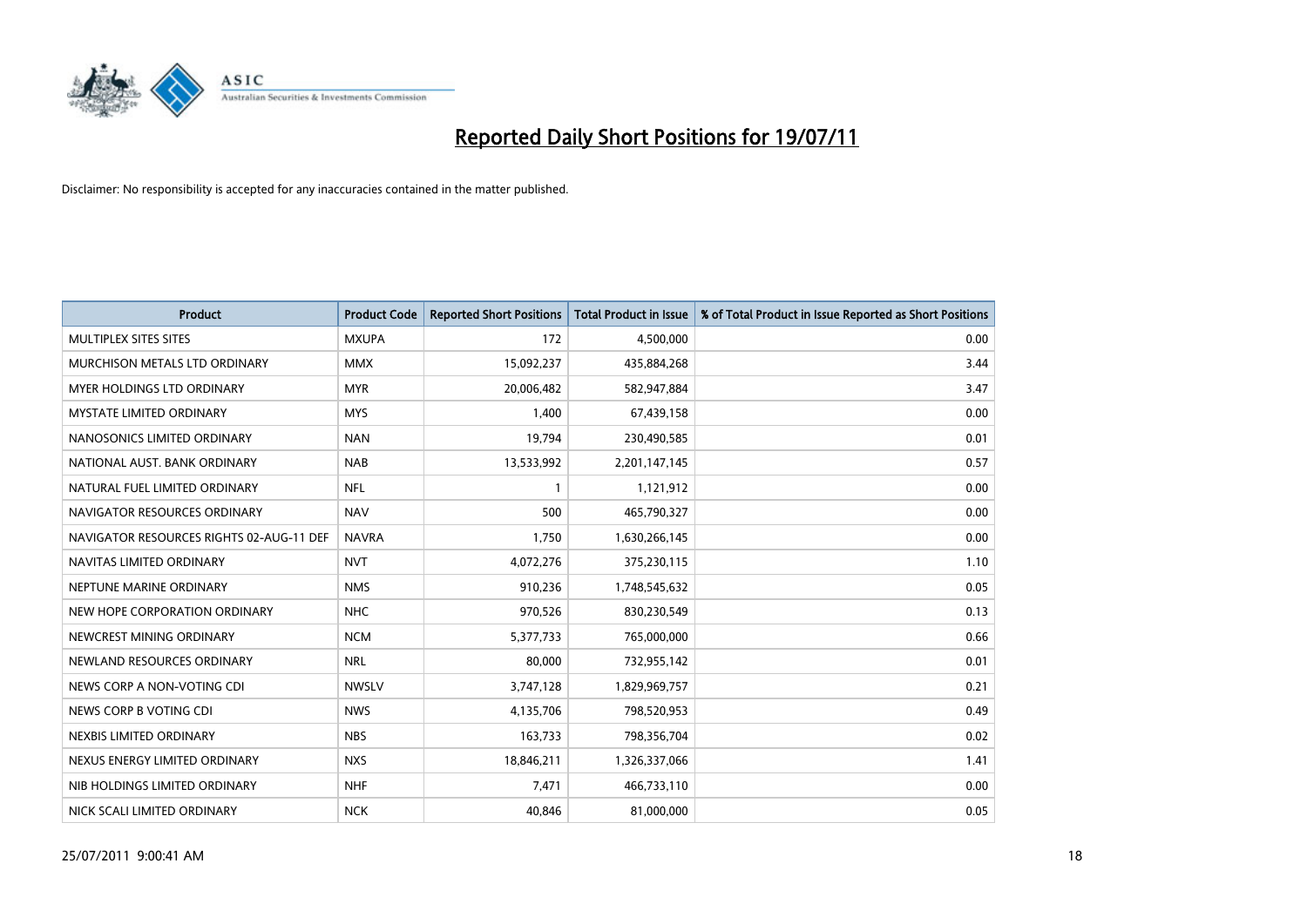# Reported Daily Short Positions for 19/07/11

Disclaimer: No responsibility is accepted for any inaccuracies contained in the matter published.

| Product | Product Code | Reported Short Positions | Total Product in Issue | % of Total Product in Issue Reported as Short Positions |
|---|---|---|---|---|
| MULTIPLEX SITES SITES | MXUPA | 172 | 4,500,000 | 0.00 |
| MURCHISON METALS LTD ORDINARY | MMX | 15,092,237 | 435,884,268 | 3.44 |
| MYER HOLDINGS LTD ORDINARY | MYR | 20,006,482 | 582,947,884 | 3.47 |
| MYSTATE LIMITED ORDINARY | MYS | 1,400 | 67,439,158 | 0.00 |
| NANOSONICS LIMITED ORDINARY | NAN | 19,794 | 230,490,585 | 0.01 |
| NATIONAL AUST. BANK ORDINARY | NAB | 13,533,992 | 2,201,147,145 | 0.57 |
| NATURAL FUEL LIMITED ORDINARY | NFL | 1 | 1,121,912 | 0.00 |
| NAVIGATOR RESOURCES ORDINARY | NAV | 500 | 465,790,327 | 0.00 |
| NAVIGATOR RESOURCES RIGHTS 02-AUG-11 DEF | NAVRA | 1,750 | 1,630,266,145 | 0.00 |
| NAVITAS LIMITED ORDINARY | NVT | 4,072,276 | 375,230,115 | 1.10 |
| NEPTUNE MARINE ORDINARY | NMS | 910,236 | 1,748,545,632 | 0.05 |
| NEW HOPE CORPORATION ORDINARY | NHC | 970,526 | 830,230,549 | 0.13 |
| NEWCREST MINING ORDINARY | NCM | 5,377,733 | 765,000,000 | 0.66 |
| NEWLAND RESOURCES ORDINARY | NRL | 80,000 | 732,955,142 | 0.01 |
| NEWS CORP A NON-VOTING CDI | NWSLV | 3,747,128 | 1,829,969,757 | 0.21 |
| NEWS CORP B VOTING CDI | NWS | 4,135,706 | 798,520,953 | 0.49 |
| NEXBIS LIMITED ORDINARY | NBS | 163,733 | 798,356,704 | 0.02 |
| NEXUS ENERGY LIMITED ORDINARY | NXS | 18,846,211 | 1,326,337,066 | 1.41 |
| NIB HOLDINGS LIMITED ORDINARY | NHF | 7,471 | 466,733,110 | 0.00 |
| NICK SCALI LIMITED ORDINARY | NCK | 40,846 | 81,000,000 | 0.05 |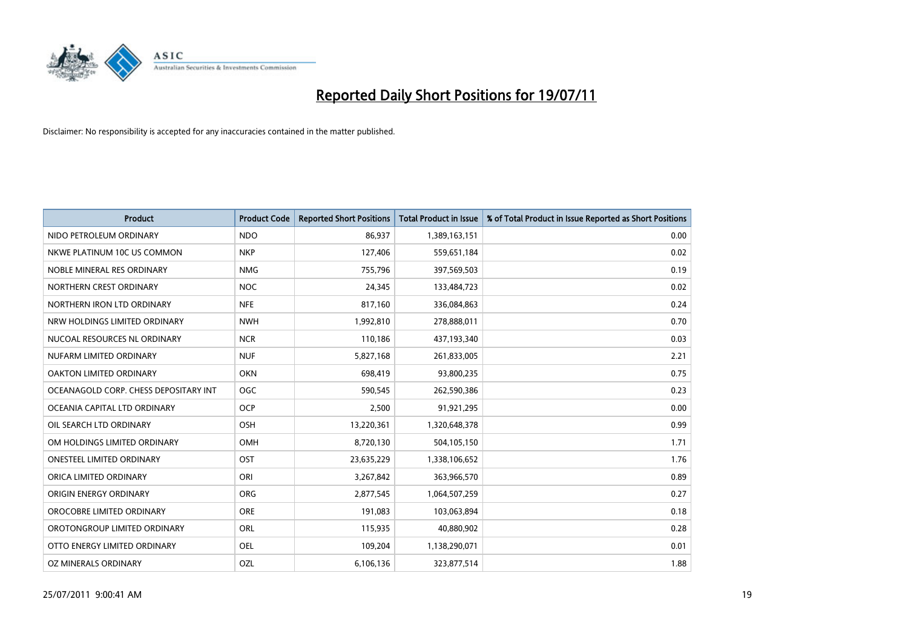# Reported Daily Short Positions for 19/07/11

Disclaimer: No responsibility is accepted for any inaccuracies contained in the matter published.

| Product | Product Code | Reported Short Positions | Total Product in Issue | % of Total Product in Issue Reported as Short Positions |
|---|---|---|---|---|
| NIDO PETROLEUM ORDINARY | NDO | 86,937 | 1,389,163,151 | 0.00 |
| NKWE PLATINUM 10C US COMMON | NKP | 127,406 | 559,651,184 | 0.02 |
| NOBLE MINERAL RES ORDINARY | NMG | 755,796 | 397,569,503 | 0.19 |
| NORTHERN CREST ORDINARY | NOC | 24,345 | 133,484,723 | 0.02 |
| NORTHERN IRON LTD ORDINARY | NFE | 817,160 | 336,084,863 | 0.24 |
| NRW HOLDINGS LIMITED ORDINARY | NWH | 1,992,810 | 278,888,011 | 0.70 |
| NUCOAL RESOURCES NL ORDINARY | NCR | 110,186 | 437,193,340 | 0.03 |
| NUFARM LIMITED ORDINARY | NUF | 5,827,168 | 261,833,005 | 2.21 |
| OAKTON LIMITED ORDINARY | OKN | 698,419 | 93,800,235 | 0.75 |
| OCEANAGOLD CORP. CHESS DEPOSITARY INT | OGC | 590,545 | 262,590,386 | 0.23 |
| OCEANIA CAPITAL LTD ORDINARY | OCP | 2,500 | 91,921,295 | 0.00 |
| OIL SEARCH LTD ORDINARY | OSH | 13,220,361 | 1,320,648,378 | 0.99 |
| OM HOLDINGS LIMITED ORDINARY | OMH | 8,720,130 | 504,105,150 | 1.71 |
| ONESTEEL LIMITED ORDINARY | OST | 23,635,229 | 1,338,106,652 | 1.76 |
| ORICA LIMITED ORDINARY | ORI | 3,267,842 | 363,966,570 | 0.89 |
| ORIGIN ENERGY ORDINARY | ORG | 2,877,545 | 1,064,507,259 | 0.27 |
| OROCOBRE LIMITED ORDINARY | ORE | 191,083 | 103,063,894 | 0.18 |
| OROTONGROUP LIMITED ORDINARY | ORL | 115,935 | 40,880,902 | 0.28 |
| OTTO ENERGY LIMITED ORDINARY | OEL | 109,204 | 1,138,290,071 | 0.01 |
| OZ MINERALS ORDINARY | OZL | 6,106,136 | 323,877,514 | 1.88 |

25/07/2011 9:00:41 AM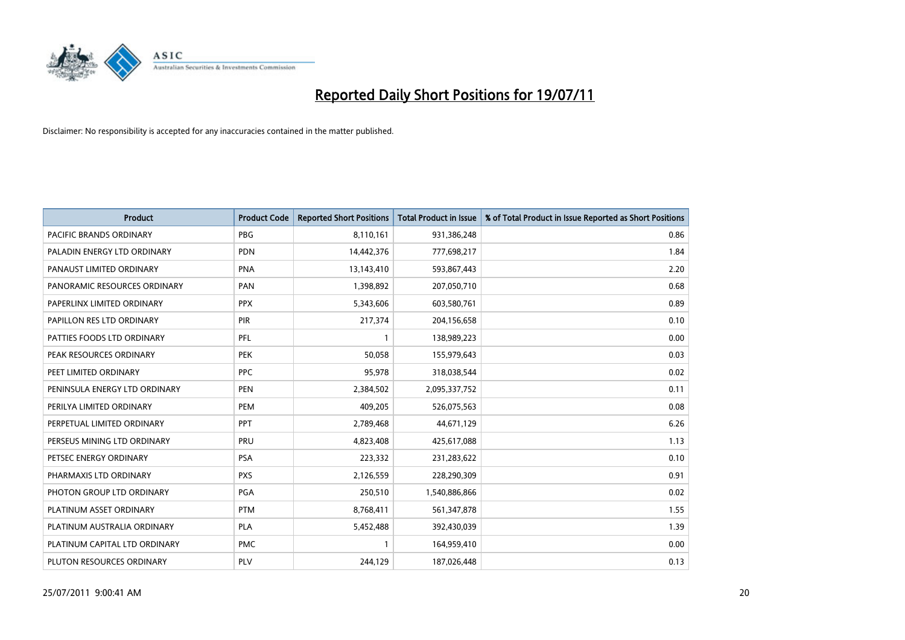# Reported Daily Short Positions for 19/07/11

Disclaimer: No responsibility is accepted for any inaccuracies contained in the matter published.

| Product | Product Code | Reported Short Positions | Total Product in Issue | % of Total Product in Issue Reported as Short Positions |
|---|---|---|---|---|
| PACIFIC BRANDS ORDINARY | PBG | 8,110,161 | 931,386,248 | 0.86 |
| PALADIN ENERGY LTD ORDINARY | PDN | 14,442,376 | 777,698,217 | 1.84 |
| PANAUST LIMITED ORDINARY | PNA | 13,143,410 | 593,867,443 | 2.20 |
| PANORAMIC RESOURCES ORDINARY | PAN | 1,398,892 | 207,050,710 | 0.68 |
| PAPERLINX LIMITED ORDINARY | PPX | 5,343,606 | 603,580,761 | 0.89 |
| PAPILLON RES LTD ORDINARY | PIR | 217,374 | 204,156,658 | 0.10 |
| PATTIES FOODS LTD ORDINARY | PFL | 1 | 138,989,223 | 0.00 |
| PEAK RESOURCES ORDINARY | PEK | 50,058 | 155,979,643 | 0.03 |
| PEET LIMITED ORDINARY | PPC | 95,978 | 318,038,544 | 0.02 |
| PENINSULA ENERGY LTD ORDINARY | PEN | 2,384,502 | 2,095,337,752 | 0.11 |
| PERILYA LIMITED ORDINARY | PEM | 409,205 | 526,075,563 | 0.08 |
| PERPETUAL LIMITED ORDINARY | PPT | 2,789,468 | 44,671,129 | 6.26 |
| PERSEUS MINING LTD ORDINARY | PRU | 4,823,408 | 425,617,088 | 1.13 |
| PETSEC ENERGY ORDINARY | PSA | 223,332 | 231,283,622 | 0.10 |
| PHARMAXIS LTD ORDINARY | PXS | 2,126,559 | 228,290,309 | 0.91 |
| PHOTON GROUP LTD ORDINARY | PGA | 250,510 | 1,540,886,866 | 0.02 |
| PLATINUM ASSET ORDINARY | PTM | 8,768,411 | 561,347,878 | 1.55 |
| PLATINUM AUSTRALIA ORDINARY | PLA | 5,452,488 | 392,430,039 | 1.39 |
| PLATINUM CAPITAL LTD ORDINARY | PMC | 1 | 164,959,410 | 0.00 |
| PLUTON RESOURCES ORDINARY | PLV | 244,129 | 187,026,448 | 0.13 |

25/07/2011 9:00:41 AM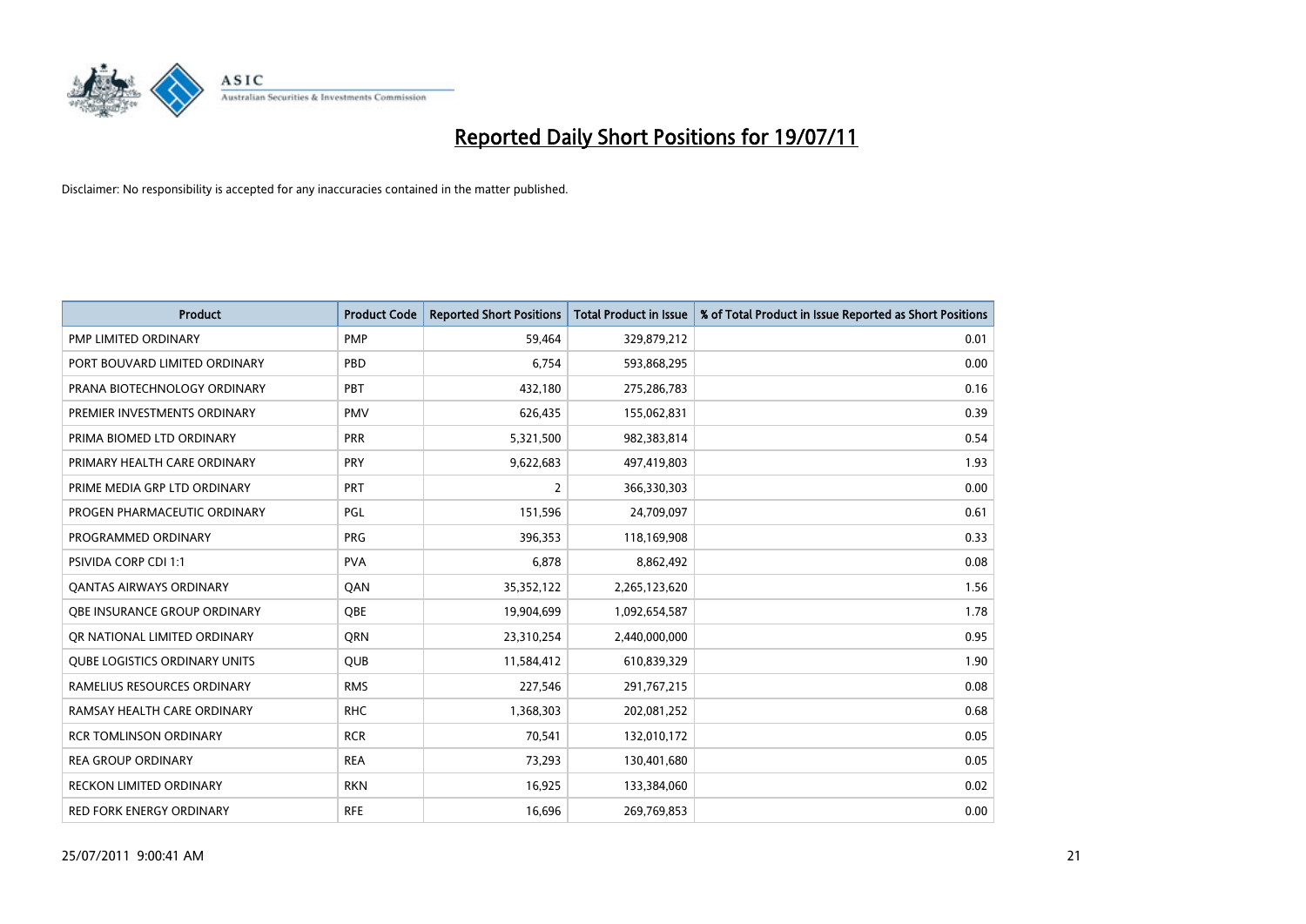# Reported Daily Short Positions for 19/07/11

Disclaimer: No responsibility is accepted for any inaccuracies contained in the matter published.

| Product | Product Code | Reported Short Positions | Total Product in Issue | % of Total Product in Issue Reported as Short Positions |
| --- | --- | --- | --- | --- |
| PMP LIMITED ORDINARY | PMP | 59,464 | 329,879,212 | 0.01 |
| PORT BOUVARD LIMITED ORDINARY | PBD | 6,754 | 593,868,295 | 0.00 |
| PRANA BIOTECHNOLOGY ORDINARY | PBT | 432,180 | 275,286,783 | 0.16 |
| PREMIER INVESTMENTS ORDINARY | PMV | 626,435 | 155,062,831 | 0.39 |
| PRIMA BIOMED LTD ORDINARY | PRR | 5,321,500 | 982,383,814 | 0.54 |
| PRIMARY HEALTH CARE ORDINARY | PRY | 9,622,683 | 497,419,803 | 1.93 |
| PRIME MEDIA GRP LTD ORDINARY | PRT | 2 | 366,330,303 | 0.00 |
| PROGEN PHARMACEUTIC ORDINARY | PGL | 151,596 | 24,709,097 | 0.61 |
| PROGRAMMED ORDINARY | PRG | 396,353 | 118,169,908 | 0.33 |
| PSIVIDA CORP CDI 1:1 | PVA | 6,878 | 8,862,492 | 0.08 |
| QANTAS AIRWAYS ORDINARY | QAN | 35,352,122 | 2,265,123,620 | 1.56 |
| QBE INSURANCE GROUP ORDINARY | QBE | 19,904,699 | 1,092,654,587 | 1.78 |
| QR NATIONAL LIMITED ORDINARY | QRN | 23,310,254 | 2,440,000,000 | 0.95 |
| QUBE LOGISTICS ORDINARY UNITS | QUB | 11,584,412 | 610,839,329 | 1.90 |
| RAMELIUS RESOURCES ORDINARY | RMS | 227,546 | 291,767,215 | 0.08 |
| RAMSAY HEALTH CARE ORDINARY | RHC | 1,368,303 | 202,081,252 | 0.68 |
| RCR TOMLINSON ORDINARY | RCR | 70,541 | 132,010,172 | 0.05 |
| REA GROUP ORDINARY | REA | 73,293 | 130,401,680 | 0.05 |
| RECKON LIMITED ORDINARY | RKN | 16,925 | 133,384,060 | 0.02 |
| RED FORK ENERGY ORDINARY | RFE | 16,696 | 269,769,853 | 0.00 |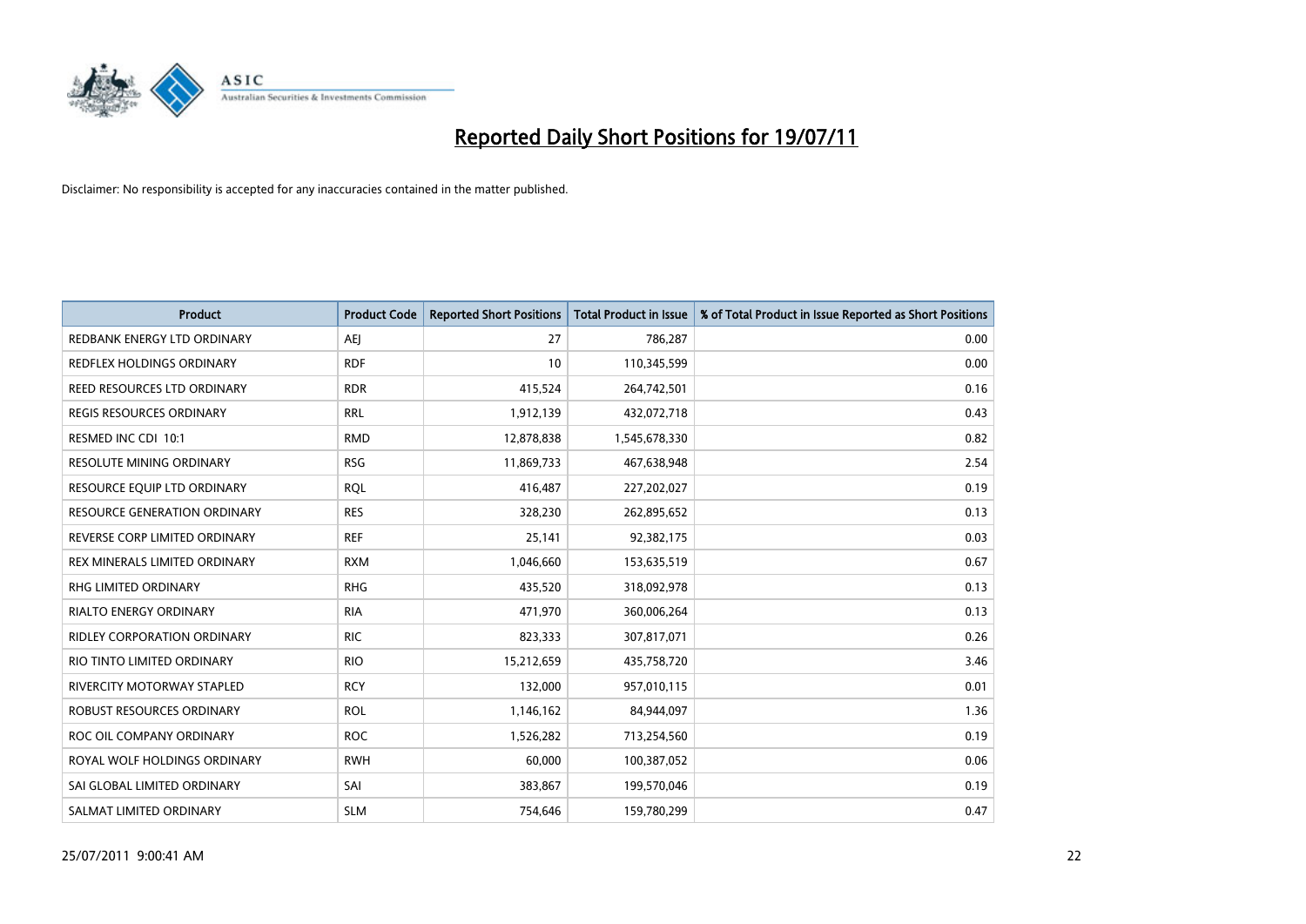# Reported Daily Short Positions for 19/07/11

Disclaimer: No responsibility is accepted for any inaccuracies contained in the matter published.

| Product | Product Code | Reported Short Positions | Total Product in Issue | % of Total Product in Issue Reported as Short Positions |
|---|---|---|---|---|
| REDBANK ENERGY LTD ORDINARY | AEJ | 27 | 786,287 | 0.00 |
| REDFLEX HOLDINGS ORDINARY | RDF | 10 | 110,345,599 | 0.00 |
| REED RESOURCES LTD ORDINARY | RDR | 415,524 | 264,742,501 | 0.16 |
| REGIS RESOURCES ORDINARY | RRL | 1,912,139 | 432,072,718 | 0.43 |
| RESMED INC CDI 10:1 | RMD | 12,878,838 | 1,545,678,330 | 0.82 |
| RESOLUTE MINING ORDINARY | RSG | 11,869,733 | 467,638,948 | 2.54 |
| RESOURCE EQUIP LTD ORDINARY | RQL | 416,487 | 227,202,027 | 0.19 |
| RESOURCE GENERATION ORDINARY | RES | 328,230 | 262,895,652 | 0.13 |
| REVERSE CORP LIMITED ORDINARY | REF | 25,141 | 92,382,175 | 0.03 |
| REX MINERALS LIMITED ORDINARY | RXM | 1,046,660 | 153,635,519 | 0.67 |
| RHG LIMITED ORDINARY | RHG | 435,520 | 318,092,978 | 0.13 |
| RIALTO ENERGY ORDINARY | RIA | 471,970 | 360,006,264 | 0.13 |
| RIDLEY CORPORATION ORDINARY | RIC | 823,333 | 307,817,071 | 0.26 |
| RIO TINTO LIMITED ORDINARY | RIO | 15,212,659 | 435,758,720 | 3.46 |
| RIVERCITY MOTORWAY STAPLED | RCY | 132,000 | 957,010,115 | 0.01 |
| ROBUST RESOURCES ORDINARY | ROL | 1,146,162 | 84,944,097 | 1.36 |
| ROC OIL COMPANY ORDINARY | ROC | 1,526,282 | 713,254,560 | 0.19 |
| ROYAL WOLF HOLDINGS ORDINARY | RWH | 60,000 | 100,387,052 | 0.06 |
| SAI GLOBAL LIMITED ORDINARY | SAI | 383,867 | 199,570,046 | 0.19 |
| SALMAT LIMITED ORDINARY | SLM | 754,646 | 159,780,299 | 0.47 |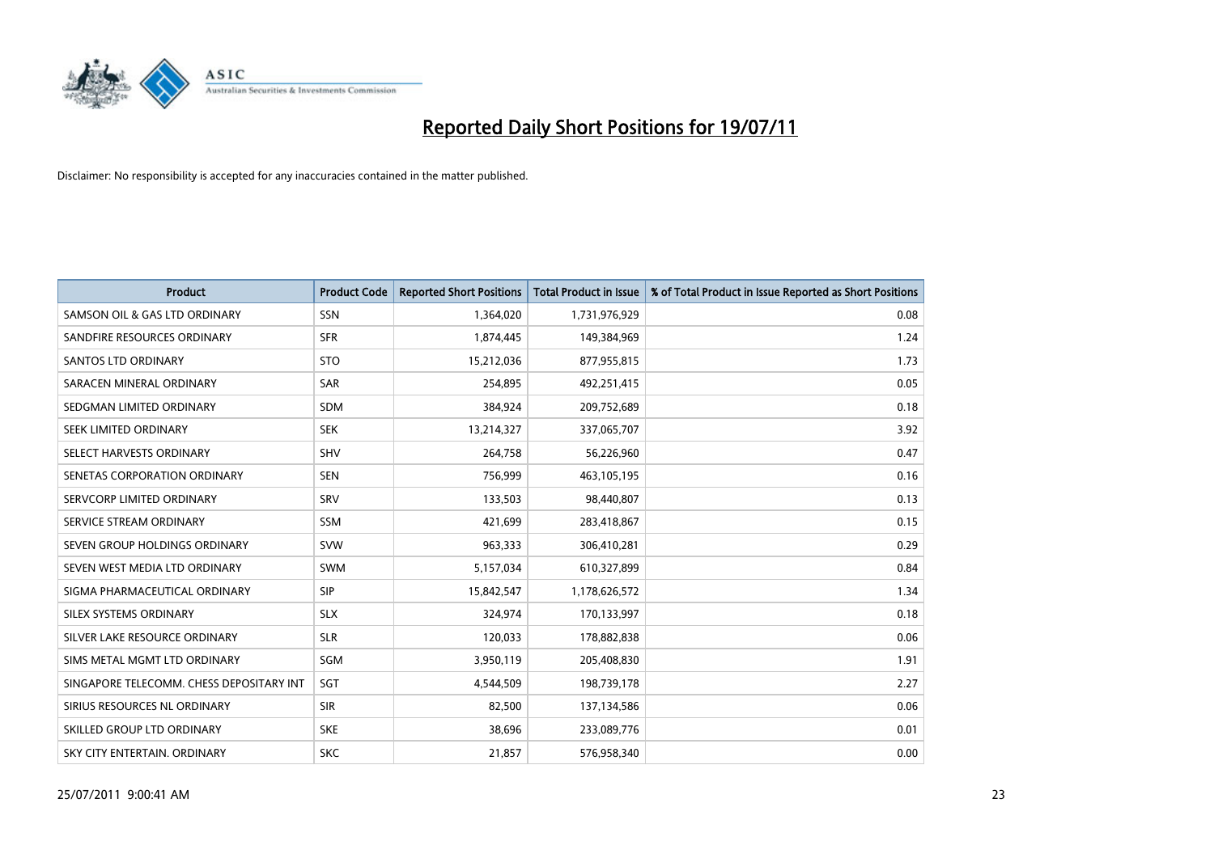# Reported Daily Short Positions for 19/07/11

Disclaimer: No responsibility is accepted for any inaccuracies contained in the matter published.

| Product | Product Code | Reported Short Positions | Total Product in Issue | % of Total Product in Issue Reported as Short Positions |
|---|---|---|---|---|
| SAMSON OIL & GAS LTD ORDINARY | SSN | 1,364,020 | 1,731,976,929 | 0.08 |
| SANDFIRE RESOURCES ORDINARY | SFR | 1,874,445 | 149,384,969 | 1.24 |
| SANTOS LTD ORDINARY | STO | 15,212,036 | 877,955,815 | 1.73 |
| SARACEN MINERAL ORDINARY | SAR | 254,895 | 492,251,415 | 0.05 |
| SEDGMAN LIMITED ORDINARY | SDM | 384,924 | 209,752,689 | 0.18 |
| SEEK LIMITED ORDINARY | SEK | 13,214,327 | 337,065,707 | 3.92 |
| SELECT HARVESTS ORDINARY | SHV | 264,758 | 56,226,960 | 0.47 |
| SENETAS CORPORATION ORDINARY | SEN | 756,999 | 463,105,195 | 0.16 |
| SERVCORP LIMITED ORDINARY | SRV | 133,503 | 98,440,807 | 0.13 |
| SERVICE STREAM ORDINARY | SSM | 421,699 | 283,418,867 | 0.15 |
| SEVEN GROUP HOLDINGS ORDINARY | SVW | 963,333 | 306,410,281 | 0.29 |
| SEVEN WEST MEDIA LTD ORDINARY | SWM | 5,157,034 | 610,327,899 | 0.84 |
| SIGMA PHARMACEUTICAL ORDINARY | SIP | 15,842,547 | 1,178,626,572 | 1.34 |
| SILEX SYSTEMS ORDINARY | SLX | 324,974 | 170,133,997 | 0.18 |
| SILVER LAKE RESOURCE ORDINARY | SLR | 120,033 | 178,882,838 | 0.06 |
| SIMS METAL MGMT LTD ORDINARY | SGM | 3,950,119 | 205,408,830 | 1.91 |
| SINGAPORE TELECOMM. CHESS DEPOSITARY INT | SGT | 4,544,509 | 198,739,178 | 2.27 |
| SIRIUS RESOURCES NL ORDINARY | SIR | 82,500 | 137,134,586 | 0.06 |
| SKILLED GROUP LTD ORDINARY | SKE | 38,696 | 233,089,776 | 0.01 |
| SKY CITY ENTERTAIN. ORDINARY | SKC | 21,857 | 576,958,340 | 0.00 |

25/07/2011 9:00:41 AM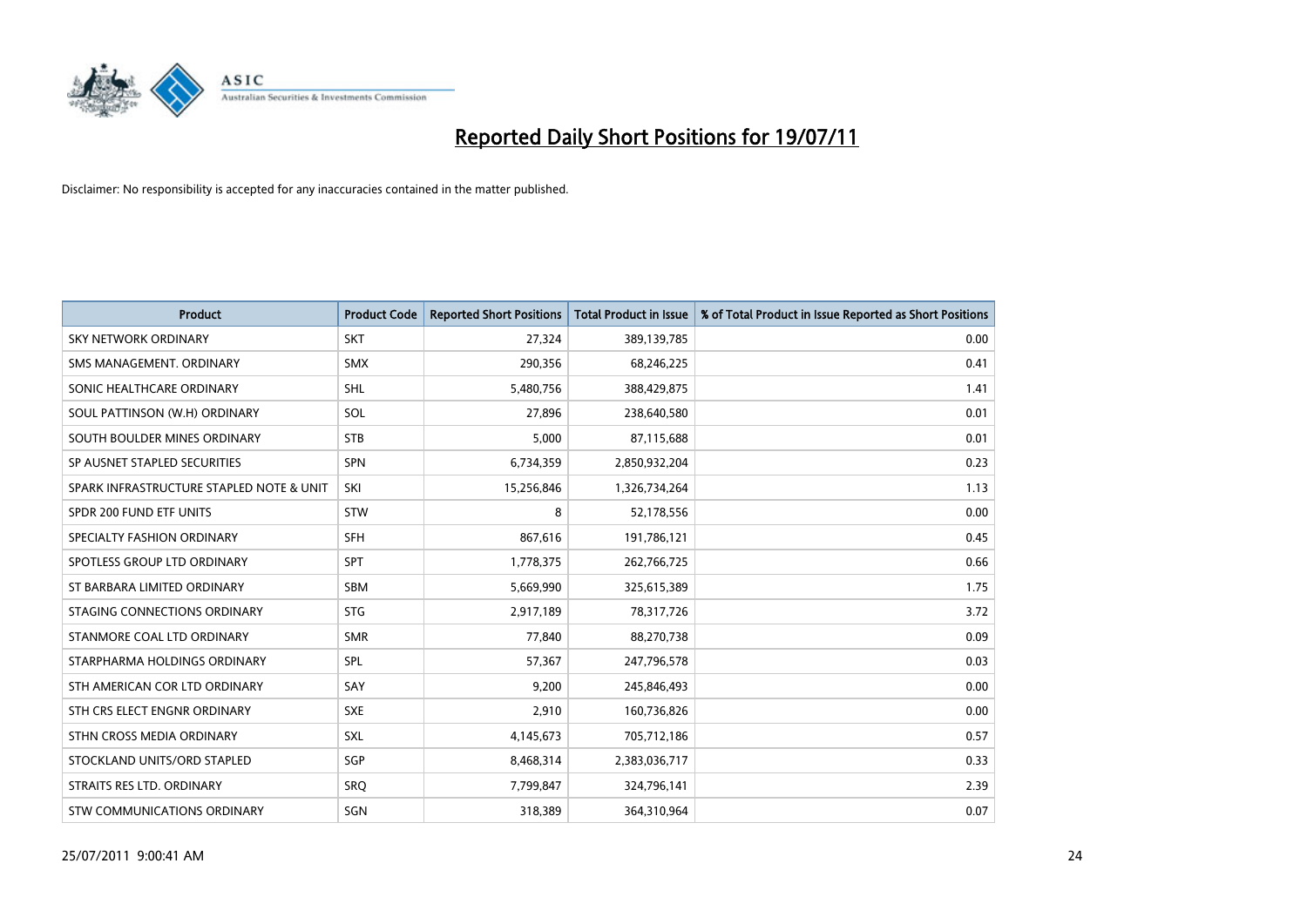# Reported Daily Short Positions for 19/07/11

Disclaimer: No responsibility is accepted for any inaccuracies contained in the matter published.

| Product | Product Code | Reported Short Positions | Total Product in Issue | % of Total Product in Issue Reported as Short Positions |
|---|---|---|---|---|
| SKY NETWORK ORDINARY | SKT | 27,324 | 389,139,785 | 0.00 |
| SMS MANAGEMENT. ORDINARY | SMX | 290,356 | 68,246,225 | 0.41 |
| SONIC HEALTHCARE ORDINARY | SHL | 5,480,756 | 388,429,875 | 1.41 |
| SOUL PATTINSON (W.H) ORDINARY | SOL | 27,896 | 238,640,580 | 0.01 |
| SOUTH BOULDER MINES ORDINARY | STB | 5,000 | 87,115,688 | 0.01 |
| SP AUSNET STAPLED SECURITIES | SPN | 6,734,359 | 2,850,932,204 | 0.23 |
| SPARK INFRASTRUCTURE STAPLED NOTE & UNIT | SKI | 15,256,846 | 1,326,734,264 | 1.13 |
| SPDR 200 FUND ETF UNITS | STW | 8 | 52,178,556 | 0.00 |
| SPECIALTY FASHION ORDINARY | SFH | 867,616 | 191,786,121 | 0.45 |
| SPOTLESS GROUP LTD ORDINARY | SPT | 1,778,375 | 262,766,725 | 0.66 |
| ST BARBARA LIMITED ORDINARY | SBM | 5,669,990 | 325,615,389 | 1.75 |
| STAGING CONNECTIONS ORDINARY | STG | 2,917,189 | 78,317,726 | 3.72 |
| STANMORE COAL LTD ORDINARY | SMR | 77,840 | 88,270,738 | 0.09 |
| STARPHARMA HOLDINGS ORDINARY | SPL | 57,367 | 247,796,578 | 0.03 |
| STH AMERICAN COR LTD ORDINARY | SAY | 9,200 | 245,846,493 | 0.00 |
| STH CRS ELECT ENGNR ORDINARY | SXE | 2,910 | 160,736,826 | 0.00 |
| STHN CROSS MEDIA ORDINARY | SXL | 4,145,673 | 705,712,186 | 0.57 |
| STOCKLAND UNITS/ORD STAPLED | SGP | 8,468,314 | 2,383,036,717 | 0.33 |
| STRAITS RES LTD. ORDINARY | SRQ | 7,799,847 | 324,796,141 | 2.39 |
| STW COMMUNICATIONS ORDINARY | SGN | 318,389 | 364,310,964 | 0.07 |

25/07/2011 9:00:41 AM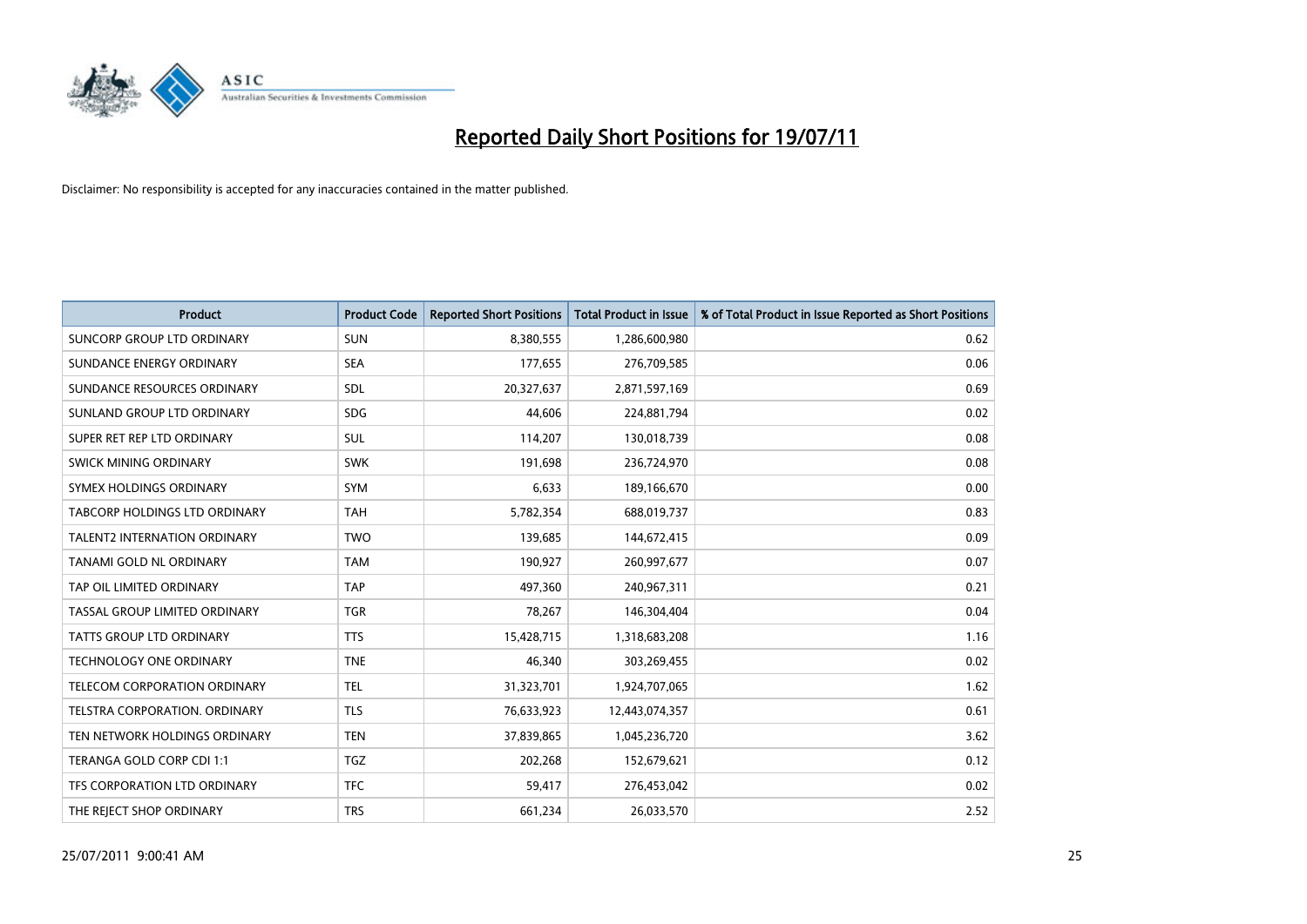# Reported Daily Short Positions for 19/07/11

Disclaimer: No responsibility is accepted for any inaccuracies contained in the matter published.

| Product | Product Code | Reported Short Positions | Total Product in Issue | % of Total Product in Issue Reported as Short Positions |
|---|---|---|---|---|
| SUNCORP GROUP LTD ORDINARY | SUN | 8,380,555 | 1,286,600,980 | 0.62 |
| SUNDANCE ENERGY ORDINARY | SEA | 177,655 | 276,709,585 | 0.06 |
| SUNDANCE RESOURCES ORDINARY | SDL | 20,327,637 | 2,871,597,169 | 0.69 |
| SUNLAND GROUP LTD ORDINARY | SDG | 44,606 | 224,881,794 | 0.02 |
| SUPER RET REP LTD ORDINARY | SUL | 114,207 | 130,018,739 | 0.08 |
| SWICK MINING ORDINARY | SWK | 191,698 | 236,724,970 | 0.08 |
| SYMEX HOLDINGS ORDINARY | SYM | 6,633 | 189,166,670 | 0.00 |
| TABCORP HOLDINGS LTD ORDINARY | TAH | 5,782,354 | 688,019,737 | 0.83 |
| TALENT2 INTERNATION ORDINARY | TWO | 139,685 | 144,672,415 | 0.09 |
| TANAMI GOLD NL ORDINARY | TAM | 190,927 | 260,997,677 | 0.07 |
| TAP OIL LIMITED ORDINARY | TAP | 497,360 | 240,967,311 | 0.21 |
| TASSAL GROUP LIMITED ORDINARY | TGR | 78,267 | 146,304,404 | 0.04 |
| TATTS GROUP LTD ORDINARY | TTS | 15,428,715 | 1,318,683,208 | 1.16 |
| TECHNOLOGY ONE ORDINARY | TNE | 46,340 | 303,269,455 | 0.02 |
| TELECOM CORPORATION ORDINARY | TEL | 31,323,701 | 1,924,707,065 | 1.62 |
| TELSTRA CORPORATION. ORDINARY | TLS | 76,633,923 | 12,443,074,357 | 0.61 |
| TEN NETWORK HOLDINGS ORDINARY | TEN | 37,839,865 | 1,045,236,720 | 3.62 |
| TERANGA GOLD CORP CDI 1:1 | TGZ | 202,268 | 152,679,621 | 0.12 |
| TFS CORPORATION LTD ORDINARY | TFC | 59,417 | 276,453,042 | 0.02 |
| THE REJECT SHOP ORDINARY | TRS | 661,234 | 26,033,570 | 2.52 |

25/07/2011 9:00:41 AM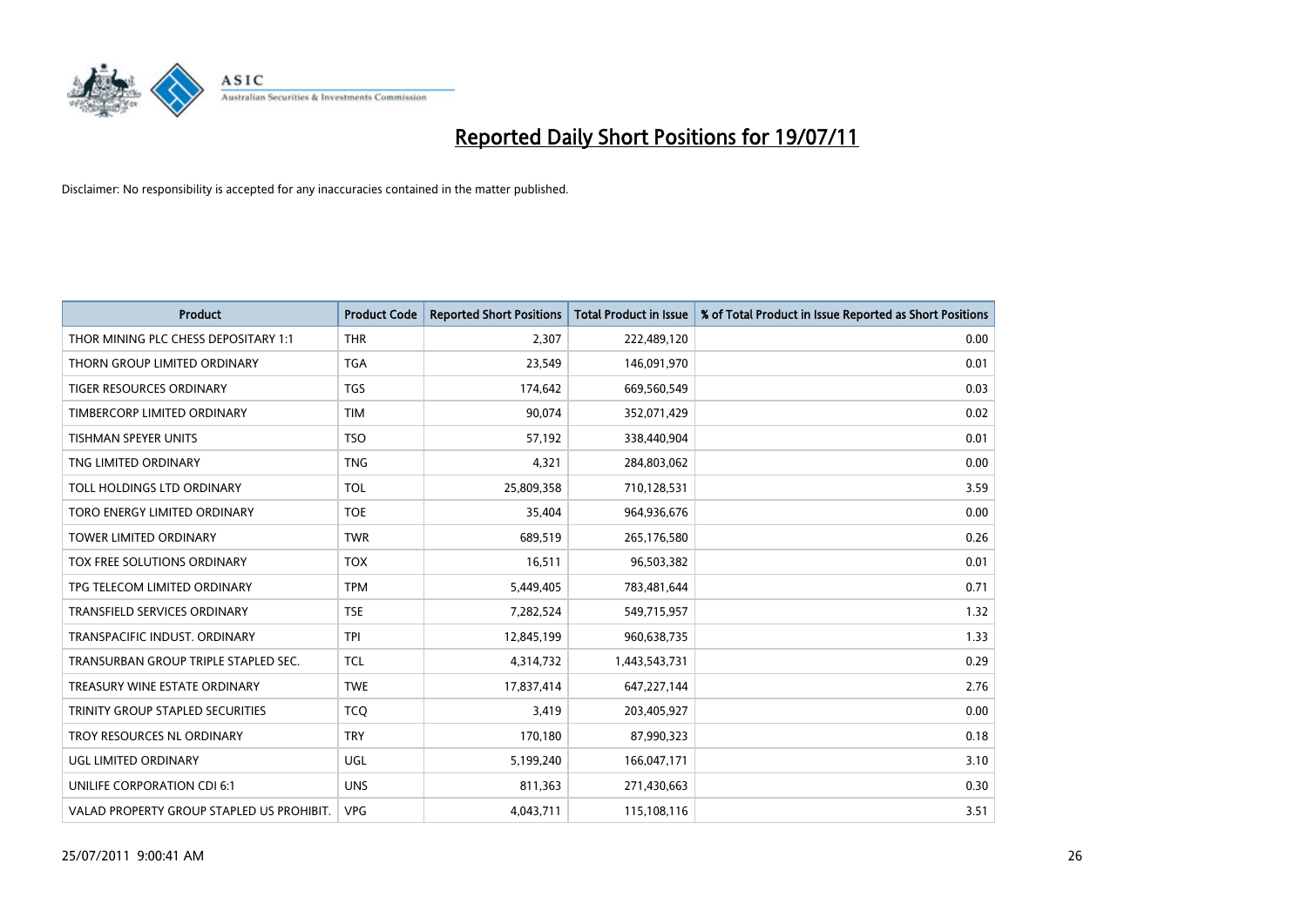# Reported Daily Short Positions for 19/07/11

Disclaimer: No responsibility is accepted for any inaccuracies contained in the matter published.

| Product | Product Code | Reported Short Positions | Total Product in Issue | % of Total Product in Issue Reported as Short Positions |
|---|---|---|---|---|
| THOR MINING PLC CHESS DEPOSITARY 1:1 | THR | 2,307 | 222,489,120 | 0.00 |
| THORN GROUP LIMITED ORDINARY | TGA | 23,549 | 146,091,970 | 0.01 |
| TIGER RESOURCES ORDINARY | TGS | 174,642 | 669,560,549 | 0.03 |
| TIMBERCORP LIMITED ORDINARY | TIM | 90,074 | 352,071,429 | 0.02 |
| TISHMAN SPEYER UNITS | TSO | 57,192 | 338,440,904 | 0.01 |
| TNG LIMITED ORDINARY | TNG | 4,321 | 284,803,062 | 0.00 |
| TOLL HOLDINGS LTD ORDINARY | TOL | 25,809,358 | 710,128,531 | 3.59 |
| TORO ENERGY LIMITED ORDINARY | TOE | 35,404 | 964,936,676 | 0.00 |
| TOWER LIMITED ORDINARY | TWR | 689,519 | 265,176,580 | 0.26 |
| TOX FREE SOLUTIONS ORDINARY | TOX | 16,511 | 96,503,382 | 0.01 |
| TPG TELECOM LIMITED ORDINARY | TPM | 5,449,405 | 783,481,644 | 0.71 |
| TRANSFIELD SERVICES ORDINARY | TSE | 7,282,524 | 549,715,957 | 1.32 |
| TRANSPACIFIC INDUST. ORDINARY | TPI | 12,845,199 | 960,638,735 | 1.33 |
| TRANSURBAN GROUP TRIPLE STAPLED SEC. | TCL | 4,314,732 | 1,443,543,731 | 0.29 |
| TREASURY WINE ESTATE ORDINARY | TWE | 17,837,414 | 647,227,144 | 2.76 |
| TRINITY GROUP STAPLED SECURITIES | TCQ | 3,419 | 203,405,927 | 0.00 |
| TROY RESOURCES NL ORDINARY | TRY | 170,180 | 87,990,323 | 0.18 |
| UGL LIMITED ORDINARY | UGL | 5,199,240 | 166,047,171 | 3.10 |
| UNILIFE CORPORATION CDI 6:1 | UNS | 811,363 | 271,430,663 | 0.30 |
| VALAD PROPERTY GROUP STAPLED US PROHIBIT. | VPG | 4,043,711 | 115,108,116 | 3.51 |

25/07/2011 9:00:41 AM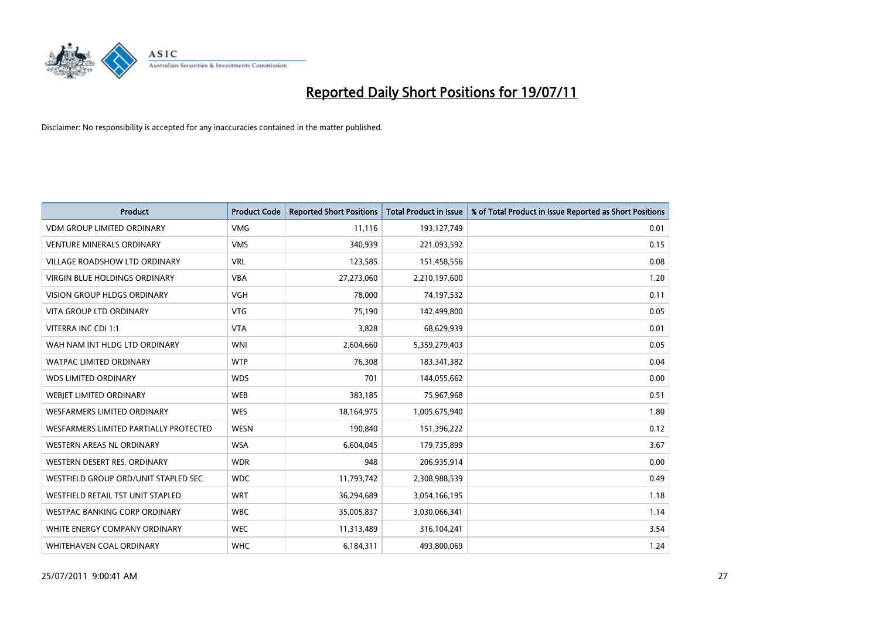# Reported Daily Short Positions for 19/07/11

Disclaimer: No responsibility is accepted for any inaccuracies contained in the matter published.

| Product | Product Code | Reported Short Positions | Total Product in Issue | % of Total Product in Issue Reported as Short Positions |
|---|---|---|---|---|
| VDM GROUP LIMITED ORDINARY | VMG | 11,116 | 193,127,749 | 0.01 |
| VENTURE MINERALS ORDINARY | VMS | 340,939 | 221,093,592 | 0.15 |
| VILLAGE ROADSHOW LTD ORDINARY | VRL | 123,585 | 151,458,556 | 0.08 |
| VIRGIN BLUE HOLDINGS ORDINARY | VBA | 27,273,060 | 2,210,197,600 | 1.20 |
| VISION GROUP HLDGS ORDINARY | VGH | 78,000 | 74,197,532 | 0.11 |
| VITA GROUP LTD ORDINARY | VTG | 75,190 | 142,499,800 | 0.05 |
| VITERRA INC CDI 1:1 | VTA | 3,828 | 68,629,939 | 0.01 |
| WAH NAM INT HLDG LTD ORDINARY | WNI | 2,604,660 | 5,359,279,403 | 0.05 |
| WATPAC LIMITED ORDINARY | WTP | 76,308 | 183,341,382 | 0.04 |
| WDS LIMITED ORDINARY | WDS | 701 | 144,055,662 | 0.00 |
| WEBJET LIMITED ORDINARY | WEB | 383,185 | 75,967,968 | 0.51 |
| WESFARMERS LIMITED ORDINARY | WES | 18,164,975 | 1,005,675,940 | 1.80 |
| WESFARMERS LIMITED PARTIALLY PROTECTED | WESN | 190,840 | 151,396,222 | 0.12 |
| WESTERN AREAS NL ORDINARY | WSA | 6,604,045 | 179,735,899 | 3.67 |
| WESTERN DESERT RES. ORDINARY | WDR | 948 | 206,935,914 | 0.00 |
| WESTFIELD GROUP ORD/UNIT STAPLED SEC | WDC | 11,793,742 | 2,308,988,539 | 0.49 |
| WESTFIELD RETAIL TST UNIT STAPLED | WRT | 36,294,689 | 3,054,166,195 | 1.18 |
| WESTPAC BANKING CORP ORDINARY | WBC | 35,005,837 | 3,030,066,341 | 1.14 |
| WHITE ENERGY COMPANY ORDINARY | WEC | 11,313,489 | 316,104,241 | 3.54 |
| WHITEHAVEN COAL ORDINARY | WHC | 6,184,311 | 493,800,069 | 1.24 |

25/07/2011 9:00:41 AM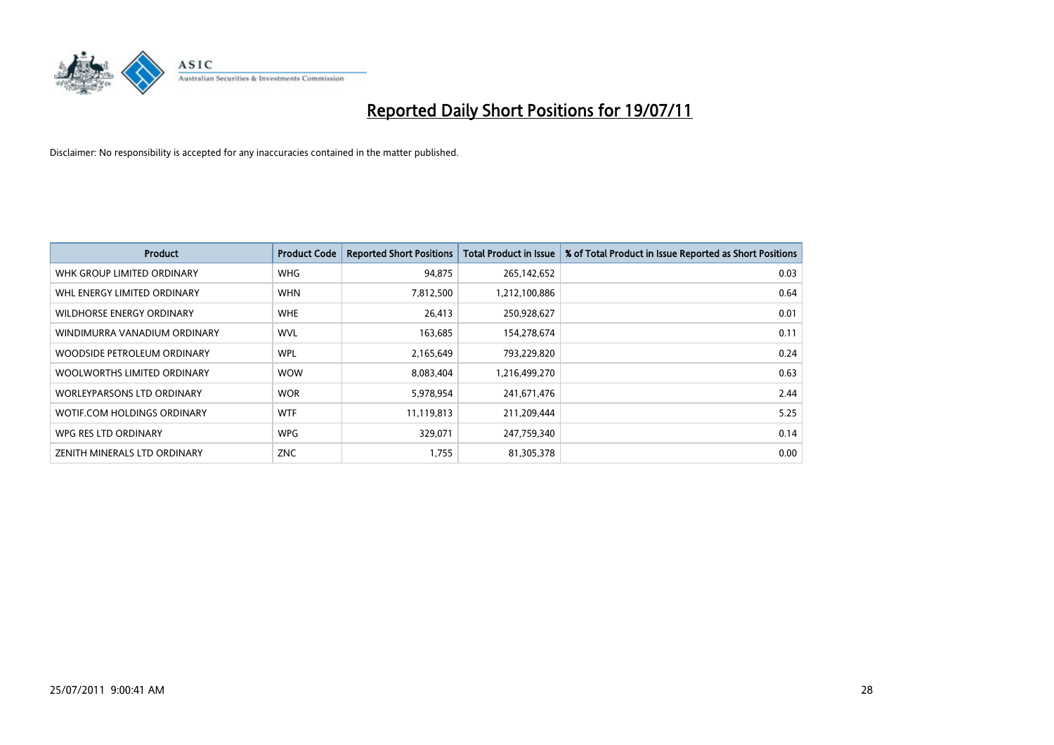# Reported Daily Short Positions for 19/07/11

Disclaimer: No responsibility is accepted for any inaccuracies contained in the matter published.

| Product | Product Code | Reported Short Positions | Total Product in Issue | % of Total Product in Issue Reported as Short Positions |
| --- | --- | --- | --- | --- |
| WHK GROUP LIMITED ORDINARY | WHG | 94,875 | 265,142,652 | 0.03 |
| WHL ENERGY LIMITED ORDINARY | WHN | 7,812,500 | 1,212,100,886 | 0.64 |
| WILDHORSE ENERGY ORDINARY | WHE | 26,413 | 250,928,627 | 0.01 |
| WINDIMURRA VANADIUM ORDINARY | WVL | 163,685 | 154,278,674 | 0.11 |
| WOODSIDE PETROLEUM ORDINARY | WPL | 2,165,649 | 793,229,820 | 0.24 |
| WOOLWORTHS LIMITED ORDINARY | WOW | 8,083,404 | 1,216,499,270 | 0.63 |
| WORLEYPARSONS LTD ORDINARY | WOR | 5,978,954 | 241,671,476 | 2.44 |
| WOTIF.COM HOLDINGS ORDINARY | WTF | 11,119,813 | 211,209,444 | 5.25 |
| WPG RES LTD ORDINARY | WPG | 329,071 | 247,759,340 | 0.14 |
| ZENITH MINERALS LTD ORDINARY | ZNC | 1,755 | 81,305,378 | 0.00 |

25/07/2011 9:00:41 AM